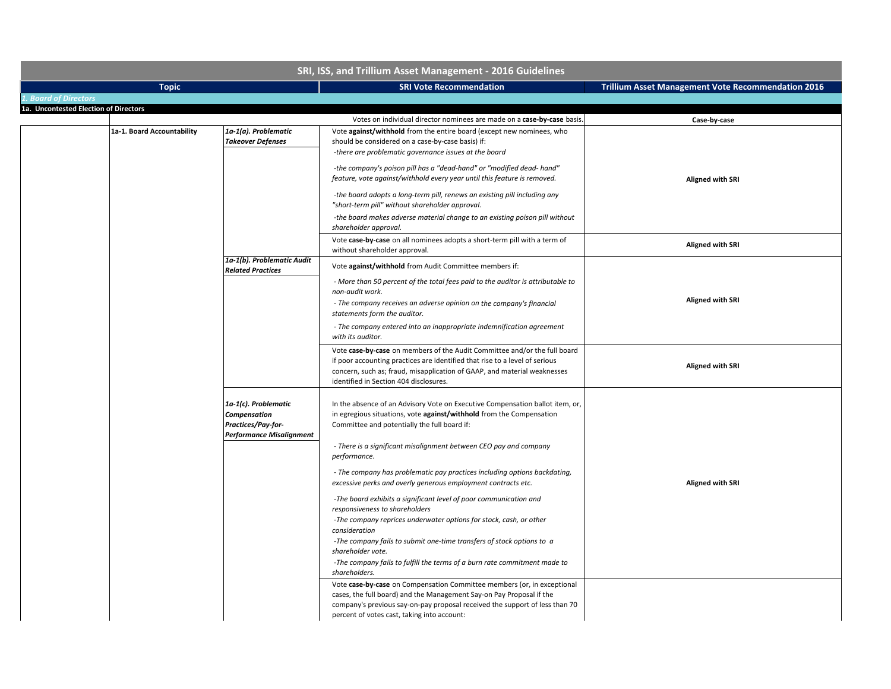# SRI, ISS, and Trillium Asset Management - 2016 Guidelines

| Topic | | | SRI Vote Recommendation | Trillium Asset Management Vote Recommendation 2016 |
|---|---|---|---|---|
| *1. Board of Directors* | | | | |
| **1a. Uncontested Election of Directors** | | | | |
| | | | Votes on individual director nominees are made on a **case-by-case** basis. | **Case-by-case** |
| | **1a-1. Board Accountability** | ***1a-1(a). Problematic Takeover Defenses*** | Vote **against/withhold** from the entire board (except new nominees, who should be considered on a case-by-case basis) if:<br>*-there are problematic governance issues at the board*<br>*-the company's poison pill has a "dead-hand" or "modified dead- hand" feature, vote against/withhold every year until this feature is removed.*<br>*-the board adopts a long-term pill, renews an existing pill including any "short-term pill" without shareholder approval.*<br>*-the board makes adverse material change to an existing poison pill without shareholder approval.* | **Aligned with SRI** |
| | | | Vote **case-by-case** on all nominees adopts a short-term pill with a term of without shareholder approval. | **Aligned with SRI** |
| | | ***1a-1(b). Problematic Audit Related Practices*** | Vote **against/withhold** from Audit Committee members if:<br>*- More than 50 percent of the total fees paid to the auditor is attributable to non-audit work.*<br>*- The company receives an adverse opinion on the company's financial statements form the auditor.*<br>*- The company entered into an inappropriate indemnification agreement with its auditor.* | **Aligned with SRI** |
| | | | Vote **case-by-case** on members of the Audit Committee and/or the full board if poor accounting practices are identified that rise to a level of serious concern, such as; fraud, misapplication of GAAP, and material weaknesses identified in Section 404 disclosures. | **Aligned with SRI** |
| | | ***1a-1(c). Problematic Compensation Practices/Pay-for-Performance Misalignment*** | In the absence of an Advisory Vote on Executive Compensation ballot item, or, in egregious situations, vote **against/withhold** from the Compensation Committee and potentially the full board if:<br>*- There is a significant misalignment between CEO pay and company performance.*<br>*- The company has problematic pay practices including options backdating, excessive perks and overly generous employment contracts etc.*<br>*-The board exhibits a significant level of poor communication and responsiveness to shareholders*<br>*-The company reprices underwater options for stock, cash, or other consideration*<br>*-The company fails to submit one-time transfers of stock options to a shareholder vote.*<br>*-The company fails to fulfill the terms of a burn rate commitment made to shareholders.* | **Aligned with SRI** |
| | | | Vote **case-by-case** on Compensation Committee members (or, in exceptional cases, the full board) and the Management Say-on Pay Proposal if the company's previous say-on-pay proposal received the support of less than 70 percent of votes cast, taking into account: | |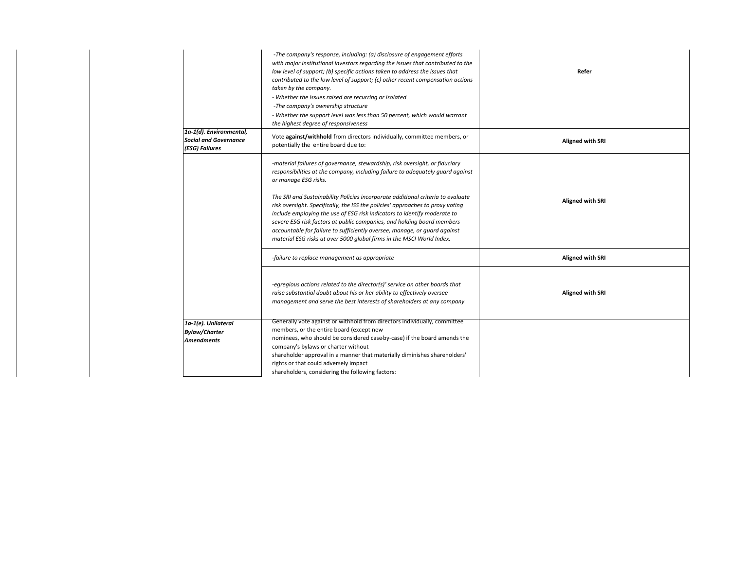| | | | | |
|---|---|---|---|---|
| | | | *-The company's response, including: (a) disclosure of engagement efforts with major institutional investors regarding the issues that contributed to the low level of support; (b) specific actions taken to address the issues that contributed to the low level of support; (c) other recent compensation actions taken by the company.*<br>*- Whether the issues raised are recurring or isolated*<br>*-The company's ownership structure*<br>*- Whether the support level was less than 50 percent, which would warrant the highest degree of responsiveness* | **Refer** |
| | | ***1a-1(d). Environmental, Social and Governance (ESG) Failures*** | Vote **against/withhold** from directors individually, committee members, or potentially the entire board due to: | **Aligned with SRI** |
| | | | *-material failures of governance, stewardship, risk oversight, or fiduciary responsibilities at the company, including failure to adequately guard against or manage ESG risks.*<br><br>*The SRI and Sustainability Policies incorporate additional criteria to evaluate risk oversight. Specifically, the ISS the policies' approaches to proxy voting include employing the use of ESG risk indicators to identify moderate to severe ESG risk factors at public companies, and holding board members accountable for failure to sufficiently oversee, manage, or guard against material ESG risks at over 5000 global firms in the MSCI World Index.* | **Aligned with SRI** |
| | | | *-failure to replace management as appropriate* | **Aligned with SRI** |
| | | | *-egregious actions related to the director(s)' service on other boards that raise substantial doubt about his or her ability to effectively oversee management and serve the best interests of shareholders at any company* | **Aligned with SRI** |
| | | ***1a-1(e). Unilateral Bylaw/Charter Amendments*** | Generally vote against or withhold from directors individually, committee members, or the entire board (except new nominees, who should be considered case-by-case) if the board amends the company's bylaws or charter without shareholder approval in a manner that materially diminishes shareholders' rights or that could adversely impact shareholders, considering the following factors: | |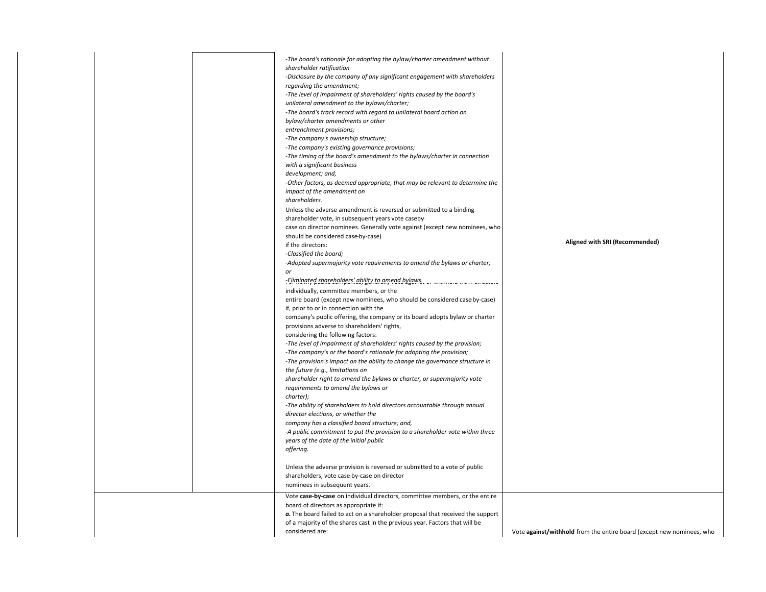| | | | | |
|---|---|---|---|---|
| | | | *-The board's rationale for adopting the bylaw/charter amendment without shareholder ratification*<br>*-Disclosure by the company of any significant engagement with shareholders regarding the amendment;*<br>*-The level of impairment of shareholders' rights caused by the board's unilateral amendment to the bylaws/charter;*<br>*-The board's track record with regard to unilateral board action on bylaw/charter amendments or other entrenchment provisions;*<br>*-The company's ownership structure;*<br>*-The company's existing governance provisions;*<br>*-The timing of the board's amendment to the bylaws/charter in connection with a significant business development; and,*<br>*-Other factors, as deemed appropriate, that may be relevant to determine the impact of the amendment on shareholders.*<br>Unless the adverse amendment is reversed or submitted to a binding shareholder vote, in subsequent years vote case-by-case on director nominees. Generally vote against (except new nominees, who should be considered case-by-case) if the directors:<br>*-Classified the board;*<br>*-Adopted supermajority vote requirements to amend the bylaws or charter; or*<br>*-Eliminated shareholders' ability to amend bylaws.* For newly public companies, generally vote against or withhold from directors individually, committee members, or the entire board (except new nominees, who should be considered case-by-case) if, prior to or in connection with the company's public offering, the company or its board adopts bylaw or charter provisions adverse to shareholders' rights, considering the following factors:<br>*-The level of impairment of shareholders' rights caused by the provision;*<br>*-The company's or the board's rationale for adopting the provision;*<br>*-The provision's impact on the ability to change the governance structure in the future (e.g., limitations on shareholder right to amend the bylaws or charter, or supermajority vote requirements to amend the bylaws or charter);*<br>*-The ability of shareholders to hold directors accountable through annual director elections, or whether the company has a classified board structure; and,*<br>*-A public commitment to put the provision to a shareholder vote within three years of the date of the initial public offering.*<br><br>Unless the adverse provision is reversed or submitted to a vote of public shareholders, vote case-by-case on director nominees in subsequent years. | **Aligned with SRI (Recommended)** |
| | | | Vote **case-by-case** on individual directors, committee members, or the entire board of directors as appropriate if:<br>***a.*** The board failed to act on a shareholder proposal that received the support of a majority of the shares cast in the previous year. Factors that will be considered are: | Vote **against/withhold** from the entire board (except new nominees, who |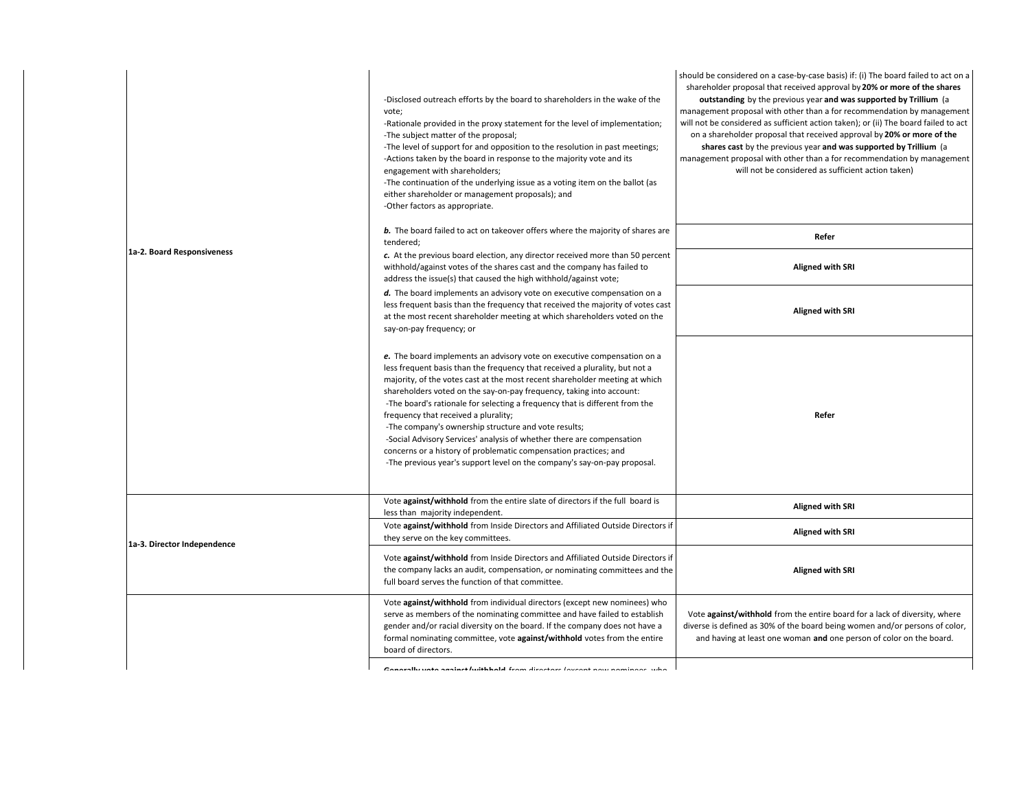| | | |
|---|---|---|
| | -Disclosed outreach efforts by the board to shareholders in the wake of the vote;<br>-Rationale provided in the proxy statement for the level of implementation;<br>-The subject matter of the proposal;<br>-The level of support for and opposition to the resolution in past meetings;<br>-Actions taken by the board in response to the majority vote and its engagement with shareholders;<br>-The continuation of the underlying issue as a voting item on the ballot (as either shareholder or management proposals); and<br>-Other factors as appropriate. | should be considered on a case-by-case basis) if: (i) The board failed to act on a shareholder proposal that received approval by **20% or more of the shares outstanding** by the previous year **and was supported by Trillium** (a management proposal with other than a for recommendation by management will not be considered as sufficient action taken); or (ii) The board failed to act on a shareholder proposal that received approval by **20% or more of the shares cast** by the previous year **and was supported by Trillium** (a management proposal with other than a for recommendation by management will not be considered as sufficient action taken) |
| **1a-2. Board Responsiveness** | ***b.*** The board failed to act on takeover offers where the majority of shares are tendered; | **Refer** |
| | ***c.*** At the previous board election, any director received more than 50 percent withhold/against votes of the shares cast and the company has failed to address the issue(s) that caused the high withhold/against vote; | **Aligned with SRI** |
| | ***d.*** The board implements an advisory vote on executive compensation on a less frequent basis than the frequency that received the majority of votes cast at the most recent shareholder meeting at which shareholders voted on the say-on-pay frequency; or | **Aligned with SRI** |
| | ***e.*** The board implements an advisory vote on executive compensation on a less frequent basis than the frequency that received a plurality, but not a majority, of the votes cast at the most recent shareholder meeting at which shareholders voted on the say-on-pay frequency, taking into account:<br>-The board's rationale for selecting a frequency that is different from the frequency that received a plurality;<br>-The company's ownership structure and vote results;<br>-Social Advisory Services' analysis of whether there are compensation concerns or a history of problematic compensation practices; and<br>-The previous year's support level on the company's say-on-pay proposal. | **Refer** |
| **1a-3. Director Independence** | Vote **against/withhold** from the entire slate of directors if the full board is less than majority independent. | **Aligned with SRI** |
| | Vote **against/withhold** from Inside Directors and Affiliated Outside Directors if they serve on the key committees. | **Aligned with SRI** |
| | Vote **against/withhold** from Inside Directors and Affiliated Outside Directors if the company lacks an audit, compensation, or nominating committees and the full board serves the function of that committee. | **Aligned with SRI** |
| | Vote **against/withhold** from individual directors (except new nominees) who serve as members of the nominating committee and have failed to establish gender and/or racial diversity on the board. If the company does not have a formal nominating committee, vote **against/withhold** votes from the entire board of directors. | Vote **against/withhold** from the entire board for a lack of diversity, where diverse is defined as 30% of the board being women and/or persons of color, and having at least one woman **and** one person of color on the board. |
| | **Generally vote against/withhold** from directors (except new nominees, who | |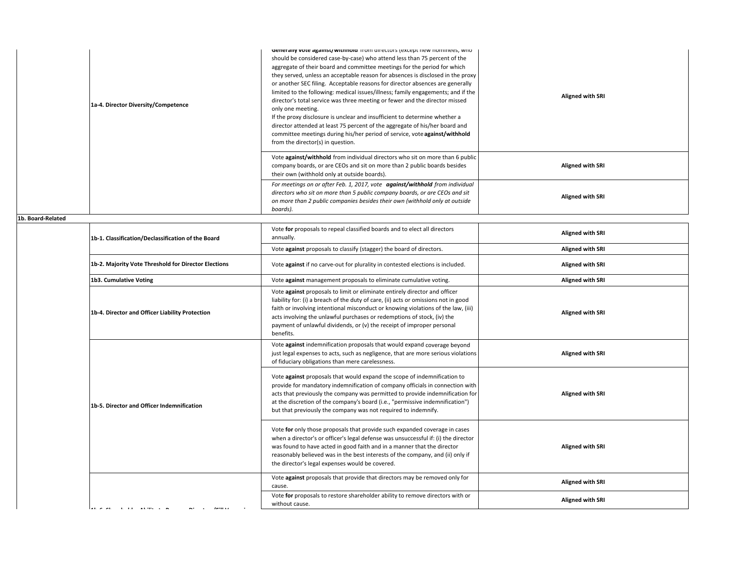| | | | |
|---|---|---|---|
| | 1a-4. Director Diversity/Competence | **Generally vote against/withhold** from directors (except new nominees, who should be considered case-by-case) who attend less than 75 percent of the aggregate of their board and committee meetings for the period for which they served, unless an acceptable reason for absences is disclosed in the proxy or another SEC filing. Acceptable reasons for director absences are generally limited to the following: medical issues/illness; family engagements; and if the director's total service was three meeting or fewer and the director missed only one meeting.<br>If the proxy disclosure is unclear and insufficient to determine whether a director attended at least 75 percent of the aggregate of his/her board and committee meetings during his/her period of service, vote **against/withhold** from the director(s) in question. | **Aligned with SRI** |
| | | Vote **against/withhold** from individual directors who sit on more than 6 public company boards, or are CEOs and sit on more than 2 public boards besides their own (withhold only at outside boards). | **Aligned with SRI** |
| | | *For meetings on or after Feb. 1, 2017, vote **against/withhold** from individual directors who sit on more than 5 public company boards, or are CEOs and sit on more than 2 public companies besides their own (withhold only at outside boards).* | **Aligned with SRI** |
| **1b. Board-Related** | | | |
| | 1b-1. Classification/Declassification of the Board | Vote **for** proposals to repeal classified boards and to elect all directors annually. | **Aligned with SRI** |
| | | Vote **against** proposals to classify (stagger) the board of directors. | **Aligned with SRI** |
| | 1b-2. Majority Vote Threshold for Director Elections | Vote **against** if no carve-out for plurality in contested elections is included. | **Aligned with SRI** |
| | 1b3. Cumulative Voting | Vote **against** management proposals to eliminate cumulative voting. | **Aligned with SRI** |
| | 1b-4. Director and Officer Liability Protection | Vote **against** proposals to limit or eliminate entirely director and officer liability for: (i) a breach of the duty of care, (ii) acts or omissions not in good faith or involving intentional misconduct or knowing violations of the law, (iii) acts involving the unlawful purchases or redemptions of stock, (iv) the payment of unlawful dividends, or (v) the receipt of improper personal benefits. | **Aligned with SRI** |
| | 1b-5. Director and Officer Indemnification | Vote **against** indemnification proposals that would expand coverage beyond just legal expenses to acts, such as negligence, that are more serious violations of fiduciary obligations than mere carelessness. | **Aligned with SRI** |
| | | Vote **against** proposals that would expand the scope of indemnification to provide for mandatory indemnification of company officials in connection with acts that previously the company was permitted to provide indemnification for at the discretion of the company's board (i.e., "permissive indemnification") but that previously the company was not required to indemnify. | **Aligned with SRI** |
| | | Vote **for** only those proposals that provide such expanded coverage in cases when a director's or officer's legal defense was unsuccessful if: (i) the director was found to have acted in good faith and in a manner that the director reasonably believed was in the best interests of the company, and (ii) only if the director's legal expenses would be covered. | **Aligned with SRI** |
| | 1b-6. Shareholder Ability to Remove Directors/Fill Vacancies | Vote **against** proposals that provide that directors may be removed only for cause. | **Aligned with SRI** |
| | | Vote **for** proposals to restore shareholder ability to remove directors with or without cause. | **Aligned with SRI** |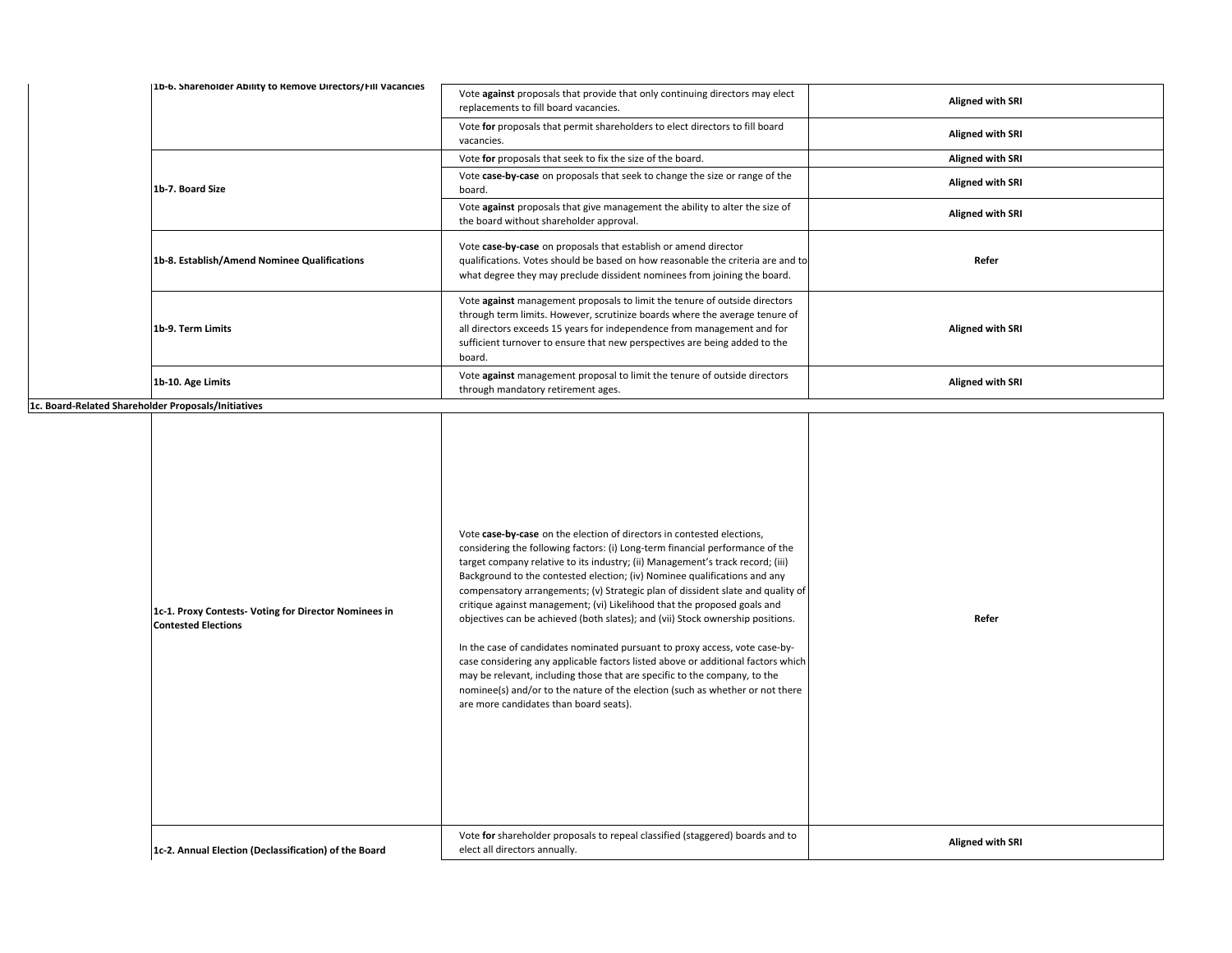| | | | |
|---|---|---|---|
| | 1b-6. Shareholder Ability to Remove Directors/Fill Vacancies | Vote **against** proposals that provide that only continuing directors may elect replacements to fill board vacancies. | **Aligned with SRI** |
| | | Vote **for** proposals that permit shareholders to elect directors to fill board vacancies. | **Aligned with SRI** |
| | **1b-7. Board Size** | Vote **for** proposals that seek to fix the size of the board. | **Aligned with SRI** |
| | | Vote **case-by-case** on proposals that seek to change the size or range of the board. | **Aligned with SRI** |
| | | Vote **against** proposals that give management the ability to alter the size of the board without shareholder approval. | **Aligned with SRI** |
| | **1b-8. Establish/Amend Nominee Qualifications** | Vote **case-by-case** on proposals that establish or amend director qualifications. Votes should be based on how reasonable the criteria are and to what degree they may preclude dissident nominees from joining the board. | **Refer** |
| | **1b-9. Term Limits** | Vote **against** management proposals to limit the tenure of outside directors through term limits. However, scrutinize boards where the average tenure of all directors exceeds 15 years for independence from management and for sufficient turnover to ensure that new perspectives are being added to the board. | **Aligned with SRI** |
| | **1b-10. Age Limits** | Vote **against** management proposal to limit the tenure of outside directors through mandatory retirement ages. | **Aligned with SRI** |
| **1c. Board-Related Shareholder Proposals/Initiatives** | | | |
| | **1c-1. Proxy Contests- Voting for Director Nominees in Contested Elections** | Vote **case-by-case** on the election of directors in contested elections, considering the following factors: (i) Long-term financial performance of the target company relative to its industry; (ii) Management's track record; (iii) Background to the contested election; (iv) Nominee qualifications and any compensatory arrangements; (v) Strategic plan of dissident slate and quality of critique against management; (vi) Likelihood that the proposed goals and objectives can be achieved (both slates); and (vii) Stock ownership positions.<br><br>In the case of candidates nominated pursuant to proxy access, vote case-by-case considering any applicable factors listed above or additional factors which may be relevant, including those that are specific to the company, to the nominee(s) and/or to the nature of the election (such as whether or not there are more candidates than board seats). | **Refer** |
| | **1c-2. Annual Election (Declassification) of the Board** | Vote **for** shareholder proposals to repeal classified (staggered) boards and to elect all directors annually. | **Aligned with SRI** |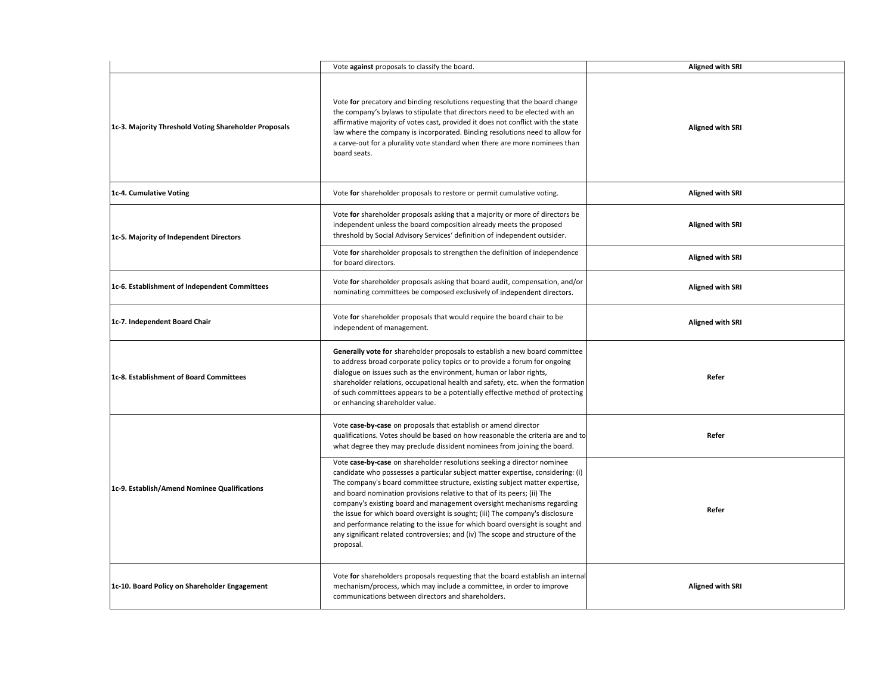| | | |
|---|---|---|
| | Vote **against** proposals to classify the board. | **Aligned with SRI** |
| **1c-3. Majority Threshold Voting Shareholder Proposals** | Vote **for** precatory and binding resolutions requesting that the board change the company's bylaws to stipulate that directors need to be elected with an affirmative majority of votes cast, provided it does not conflict with the state law where the company is incorporated. Binding resolutions need to allow for a carve-out for a plurality vote standard when there are more nominees than board seats. | **Aligned with SRI** |
| **1c-4. Cumulative Voting** | Vote **for** shareholder proposals to restore or permit cumulative voting. | **Aligned with SRI** |
| **1c-5. Majority of Independent Directors** | Vote **for** shareholder proposals asking that a majority or more of directors be independent unless the board composition already meets the proposed threshold by Social Advisory Services' definition of independent outsider. | **Aligned with SRI** |
| | Vote **for** shareholder proposals to strengthen the definition of independence for board directors. | **Aligned with SRI** |
| **1c-6. Establishment of Independent Committees** | Vote **for** shareholder proposals asking that board audit, compensation, and/or nominating committees be composed exclusively of independent directors. | **Aligned with SRI** |
| **1c-7. Independent Board Chair** | Vote **for** shareholder proposals that would require the board chair to be independent of management. | **Aligned with SRI** |
| **1c-8. Establishment of Board Committees** | **Generally vote for** shareholder proposals to establish a new board committee to address broad corporate policy topics or to provide a forum for ongoing dialogue on issues such as the environment, human or labor rights, shareholder relations, occupational health and safety, etc. when the formation of such committees appears to be a potentially effective method of protecting or enhancing shareholder value. | **Refer** |
| **1c-9. Establish/Amend Nominee Qualifications** | Vote **case-by-case** on proposals that establish or amend director qualifications. Votes should be based on how reasonable the criteria are and to what degree they may preclude dissident nominees from joining the board. | **Refer** |
| | Vote **case-by-case** on shareholder resolutions seeking a director nominee candidate who possesses a particular subject matter expertise, considering: (i) The company's board committee structure, existing subject matter expertise, and board nomination provisions relative to that of its peers; (ii) The company's existing board and management oversight mechanisms regarding the issue for which board oversight is sought; (iii) The company's disclosure and performance relating to the issue for which board oversight is sought and any significant related controversies; and (iv) The scope and structure of the proposal. | **Refer** |
| **1c-10. Board Policy on Shareholder Engagement** | Vote **for** shareholders proposals requesting that the board establish an internal mechanism/process, which may include a committee, in order to improve communications between directors and shareholders. | **Aligned with SRI** |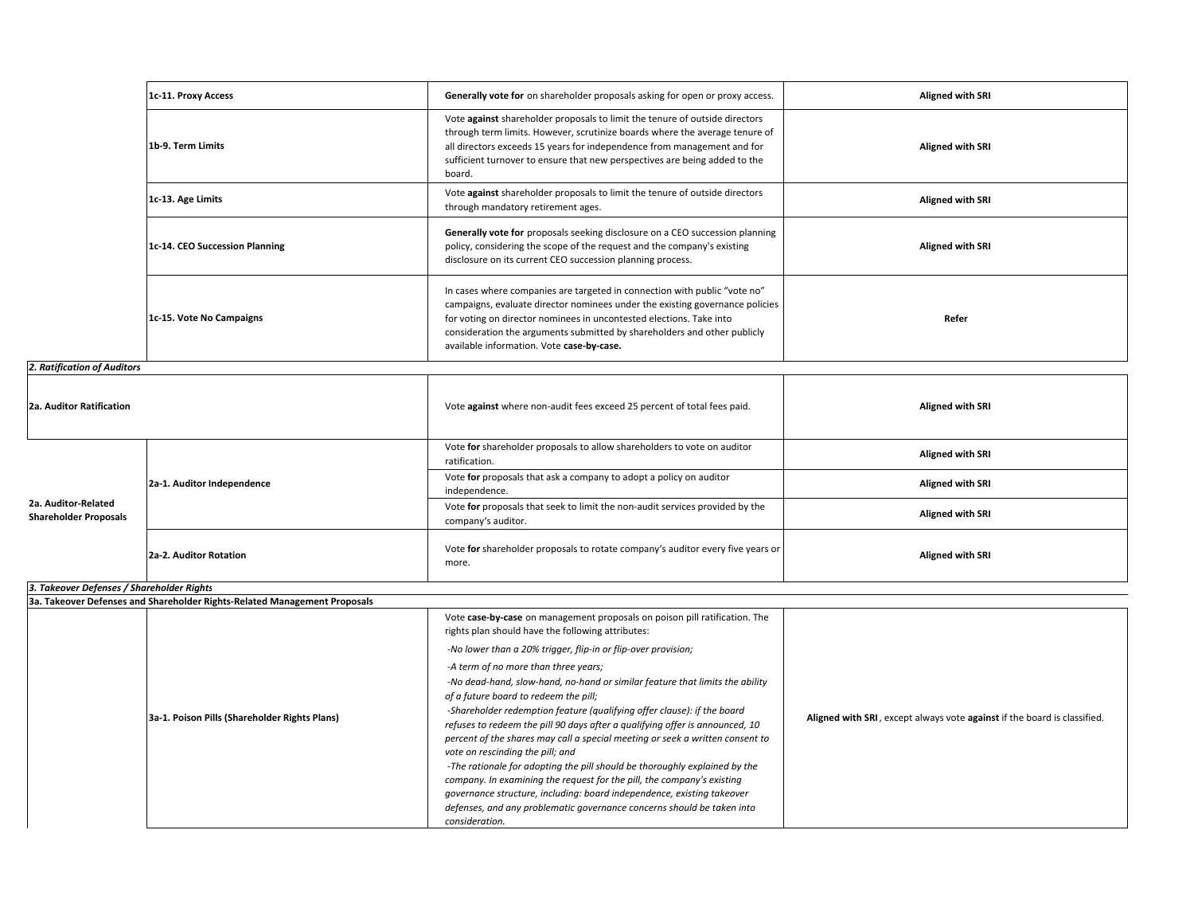| | | | |
|---|---|---|---|
| | **1c-11. Proxy Access** | **Generally vote for** on shareholder proposals asking for open or proxy access. | **Aligned with SRI** |
| | **1b-9. Term Limits** | Vote **against** shareholder proposals to limit the tenure of outside directors through term limits. However, scrutinize boards where the average tenure of all directors exceeds 15 years for independence from management and for sufficient turnover to ensure that new perspectives are being added to the board. | **Aligned with SRI** |
| | **1c-13. Age Limits** | Vote **against** shareholder proposals to limit the tenure of outside directors through mandatory retirement ages. | **Aligned with SRI** |
| | **1c-14. CEO Succession Planning** | **Generally vote for** proposals seeking disclosure on a CEO succession planning policy, considering the scope of the request and the company's existing disclosure on its current CEO succession planning process. | **Aligned with SRI** |
| | **1c-15. Vote No Campaigns** | In cases where companies are targeted in connection with public "vote no" campaigns, evaluate director nominees under the existing governance policies for voting on director nominees in uncontested elections. Take into consideration the arguments submitted by shareholders and other publicly available information. Vote **case-by-case.** | **Refer** |
| ***2. Ratification of Auditors*** | | | |
| **2a. Auditor Ratification** | | Vote **against** where non-audit fees exceed 25 percent of total fees paid. | **Aligned with SRI** |
| **2a. Auditor-Related Shareholder Proposals** | **2a-1. Auditor Independence** | Vote **for** shareholder proposals to allow shareholders to vote on auditor ratification. | **Aligned with SRI** |
| | | Vote **for** proposals that ask a company to adopt a policy on auditor independence. | **Aligned with SRI** |
| | | Vote **for** proposals that seek to limit the non-audit services provided by the company's auditor. | **Aligned with SRI** |
| | **2a-2. Auditor Rotation** | Vote **for** shareholder proposals to rotate company's auditor every five years or more. | **Aligned with SRI** |
| ***3. Takeover Defenses / Shareholder Rights*** | | | |
| **3a. Takeover Defenses and Shareholder Rights-Related Management Proposals** | | | |
| | **3a-1. Poison Pills (Shareholder Rights Plans)** | Vote **case-by-case** on management proposals on poison pill ratification. The rights plan should have the following attributes:<br>*-No lower than a 20% trigger, flip-in or flip-over provision;*<br>*-A term of no more than three years;*<br>*-No dead-hand, slow-hand, no-hand or similar feature that limits the ability of a future board to redeem the pill;*<br>*-Shareholder redemption feature (qualifying offer clause): if the board refuses to redeem the pill 90 days after a qualifying offer is announced, 10 percent of the shares may call a special meeting or seek a written consent to vote on rescinding the pill; and*<br>*-The rationale for adopting the pill should be thoroughly explained by the company. In examining the request for the pill, the company's existing governance structure, including: board independence, existing takeover defenses, and any problematic governance concerns should be taken into consideration.* | **Aligned with SRI**, except always vote **against** if the board is classified. |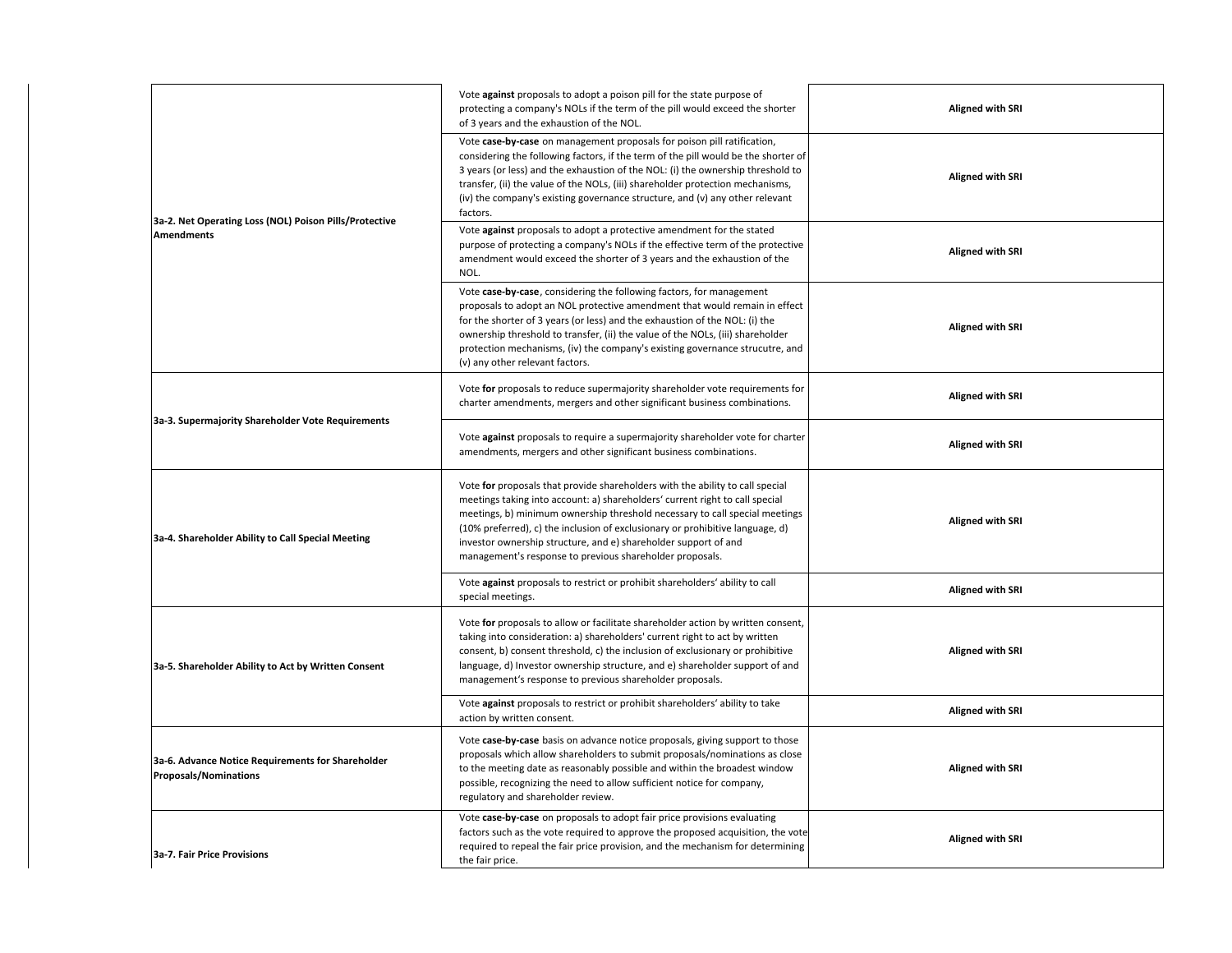| | | |
|---|---|---|
| **3a-2. Net Operating Loss (NOL) Poison Pills/Protective Amendments** | Vote **against** proposals to adopt a poison pill for the state purpose of protecting a company's NOLs if the term of the pill would exceed the shorter of 3 years and the exhaustion of the NOL. | **Aligned with SRI** |
| | Vote **case-by-case** on management proposals for poison pill ratification, considering the following factors, if the term of the pill would be the shorter of 3 years (or less) and the exhaustion of the NOL: (i) the ownership threshold to transfer, (ii) the value of the NOLs, (iii) shareholder protection mechanisms, (iv) the company's existing governance structure, and (v) any other relevant factors. | **Aligned with SRI** |
| | Vote **against** proposals to adopt a protective amendment for the stated purpose of protecting a company's NOLs if the effective term of the protective amendment would exceed the shorter of 3 years and the exhaustion of the NOL. | **Aligned with SRI** |
| | Vote **case-by-case**, considering the following factors, for management proposals to adopt an NOL protective amendment that would remain in effect for the shorter of 3 years (or less) and the exhaustion of the NOL: (i) the ownership threshold to transfer, (ii) the value of the NOLs, (iii) shareholder protection mechanisms, (iv) the company's existing governance strucutre, and (v) any other relevant factors. | **Aligned with SRI** |
| **3a-3. Supermajority Shareholder Vote Requirements** | Vote **for** proposals to reduce supermajority shareholder vote requirements for charter amendments, mergers and other significant business combinations. | **Aligned with SRI** |
| | Vote **against** proposals to require a supermajority shareholder vote for charter amendments, mergers and other significant business combinations. | **Aligned with SRI** |
| **3a-4. Shareholder Ability to Call Special Meeting** | Vote **for** proposals that provide shareholders with the ability to call special meetings taking into account: a) shareholders' current right to call special meetings, b) minimum ownership threshold necessary to call special meetings (10% preferred), c) the inclusion of exclusionary or prohibitive language, d) investor ownership structure, and e) shareholder support of and management's response to previous shareholder proposals. | **Aligned with SRI** |
| | Vote **against** proposals to restrict or prohibit shareholders' ability to call special meetings. | **Aligned with SRI** |
| **3a-5. Shareholder Ability to Act by Written Consent** | Vote **for** proposals to allow or facilitate shareholder action by written consent, taking into consideration: a) shareholders' current right to act by written consent, b) consent threshold, c) the inclusion of exclusionary or prohibitive language, d) Investor ownership structure, and e) shareholder support of and management's response to previous shareholder proposals. | **Aligned with SRI** |
| | Vote **against** proposals to restrict or prohibit shareholders' ability to take action by written consent. | **Aligned with SRI** |
| **3a-6. Advance Notice Requirements for Shareholder Proposals/Nominations** | Vote **case-by-case** basis on advance notice proposals, giving support to those proposals which allow shareholders to submit proposals/nominations as close to the meeting date as reasonably possible and within the broadest window possible, recognizing the need to allow sufficient notice for company, regulatory and shareholder review. | **Aligned with SRI** |
| **3a-7. Fair Price Provisions** | Vote **case-by-case** on proposals to adopt fair price provisions evaluating factors such as the vote required to approve the proposed acquisition, the vote required to repeal the fair price provision, and the mechanism for determining the fair price. | **Aligned with SRI** |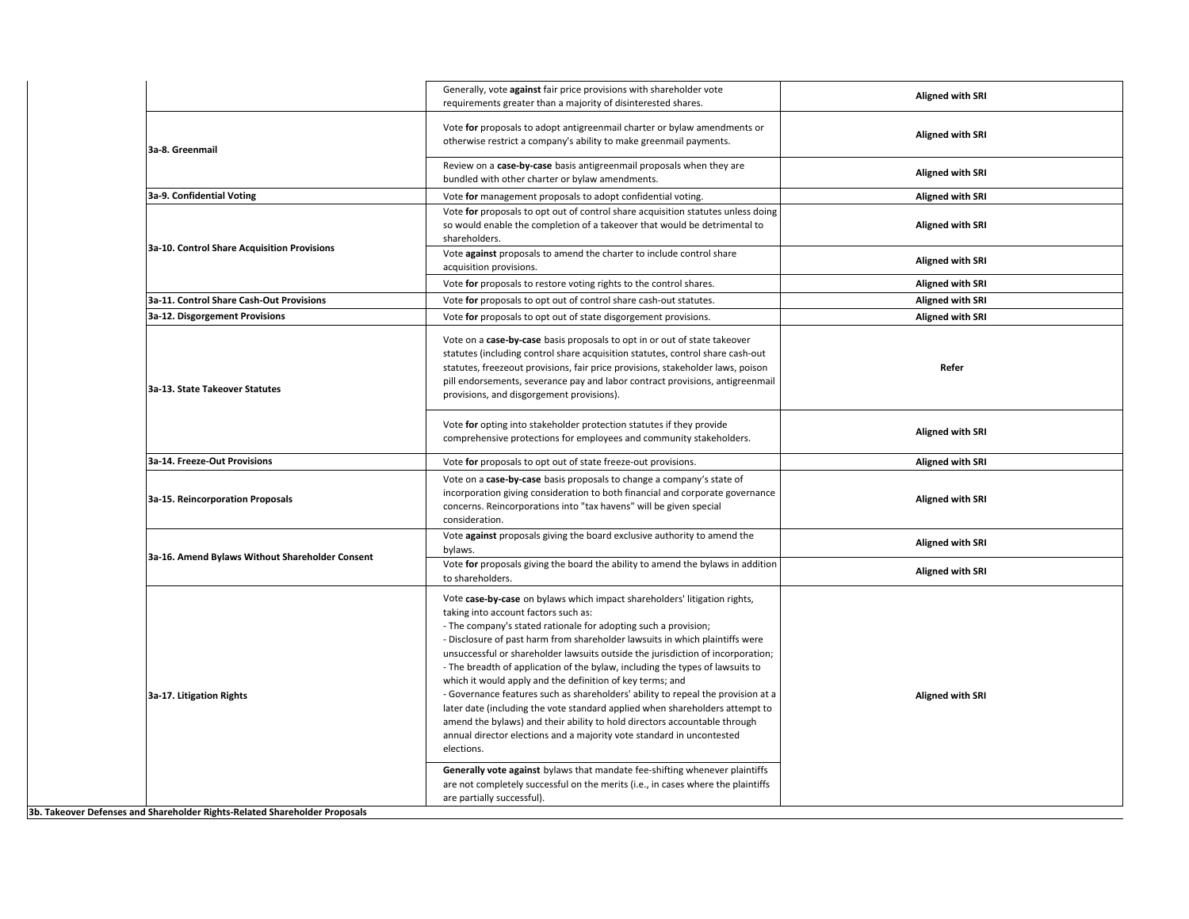| | | |
|---|---|---|
| | Generally, vote **against** fair price provisions with shareholder vote requirements greater than a majority of disinterested shares. | **Aligned with SRI** |
| **3a-8. Greenmail** | Vote **for** proposals to adopt antigreenmail charter or bylaw amendments or otherwise restrict a company's ability to make greenmail payments. | **Aligned with SRI** |
| | Review on a **case-by-case** basis antigreenmail proposals when they are bundled with other charter or bylaw amendments. | **Aligned with SRI** |
| **3a-9. Confidential Voting** | Vote **for** management proposals to adopt confidential voting. | **Aligned with SRI** |
| **3a-10. Control Share Acquisition Provisions** | Vote **for** proposals to opt out of control share acquisition statutes unless doing so would enable the completion of a takeover that would be detrimental to shareholders. | **Aligned with SRI** |
| | Vote **against** proposals to amend the charter to include control share acquisition provisions. | **Aligned with SRI** |
| | Vote **for** proposals to restore voting rights to the control shares. | **Aligned with SRI** |
| **3a-11. Control Share Cash-Out Provisions** | Vote **for** proposals to opt out of control share cash-out statutes. | **Aligned with SRI** |
| **3a-12. Disgorgement Provisions** | Vote **for** proposals to opt out of state disgorgement provisions. | **Aligned with SRI** |
| **3a-13. State Takeover Statutes** | Vote on a **case-by-case** basis proposals to opt in or out of state takeover statutes (including control share acquisition statutes, control share cash-out statutes, freezeout provisions, fair price provisions, stakeholder laws, poison pill endorsements, severance pay and labor contract provisions, antigreenmail provisions, and disgorgement provisions). | **Refer** |
| | Vote **for** opting into stakeholder protection statutes if they provide comprehensive protections for employees and community stakeholders. | **Aligned with SRI** |
| **3a-14. Freeze-Out Provisions** | Vote **for** proposals to opt out of state freeze-out provisions. | **Aligned with SRI** |
| **3a-15. Reincorporation Proposals** | Vote on a **case-by-case** basis proposals to change a company's state of incorporation giving consideration to both financial and corporate governance concerns. Reincorporations into "tax havens" will be given special consideration. | **Aligned with SRI** |
| **3a-16. Amend Bylaws Without Shareholder Consent** | Vote **against** proposals giving the board exclusive authority to amend the bylaws. | **Aligned with SRI** |
| | Vote **for** proposals giving the board the ability to amend the bylaws in addition to shareholders. | **Aligned with SRI** |
| **3a-17. Litigation Rights** | Vote **case-by-case** on bylaws which impact shareholders' litigation rights, taking into account factors such as:<br>- The company's stated rationale for adopting such a provision;<br>- Disclosure of past harm from shareholder lawsuits in which plaintiffs were unsuccessful or shareholder lawsuits outside the jurisdiction of incorporation;<br>- The breadth of application of the bylaw, including the types of lawsuits to which it would apply and the definition of key terms; and<br>- Governance features such as shareholders' ability to repeal the provision at a later date (including the vote standard applied when shareholders attempt to amend the bylaws) and their ability to hold directors accountable through annual director elections and a majority vote standard in uncontested elections.<br><br>**Generally vote against** bylaws that mandate fee-shifting whenever plaintiffs are not completely successful on the merits (i.e., in cases where the plaintiffs are partially successful). | **Aligned with SRI** |

**3b. Takeover Defenses and Shareholder Rights-Related Shareholder Proposals**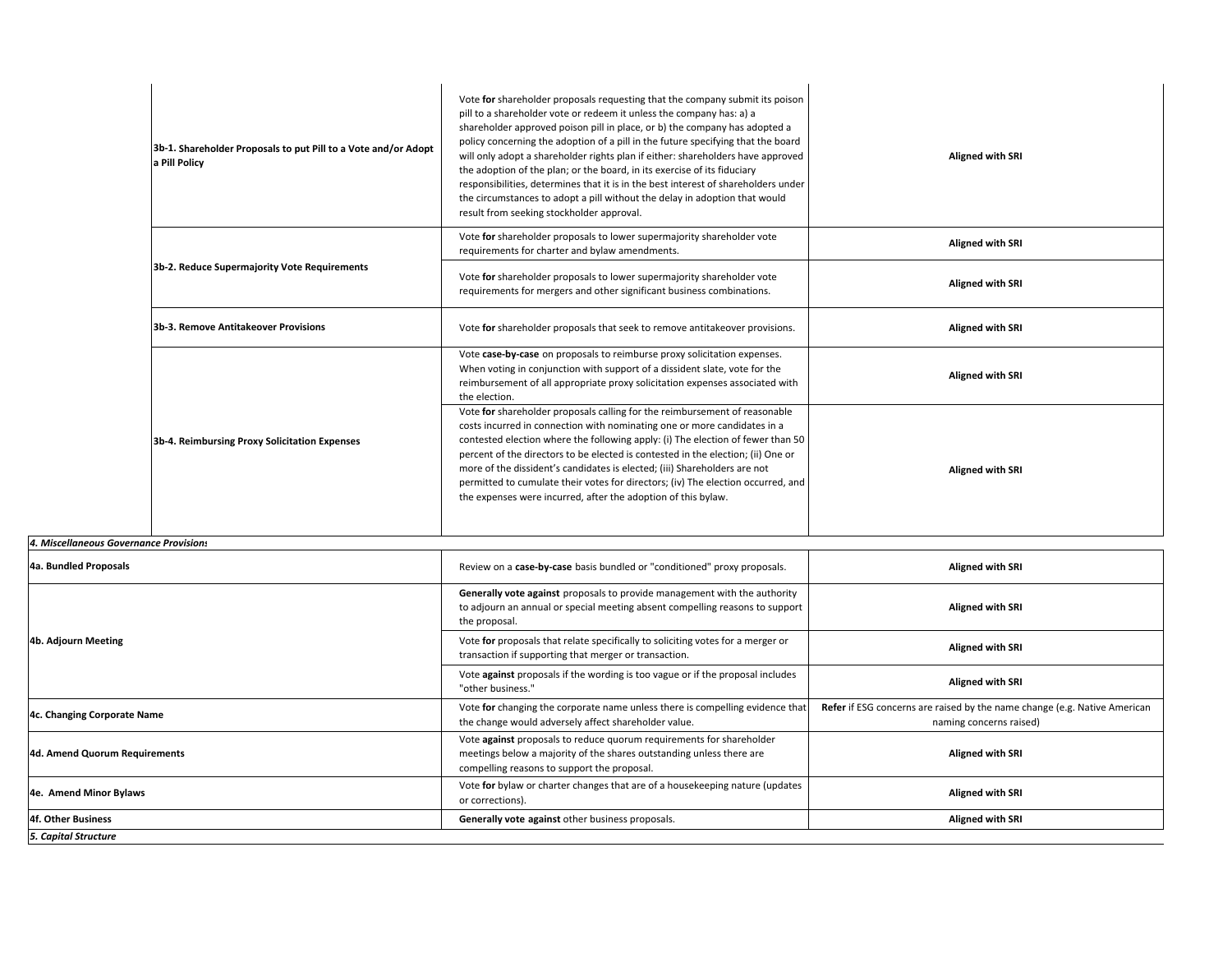| | | | |
|---|---|---|---|
| | **3b-1. Shareholder Proposals to put Pill to a Vote and/or Adopt a Pill Policy** | Vote **for** shareholder proposals requesting that the company submit its poison pill to a shareholder vote or redeem it unless the company has: a) a shareholder approved poison pill in place, or b) the company has adopted a policy concerning the adoption of a pill in the future specifying that the board will only adopt a shareholder rights plan if either: shareholders have approved the adoption of the plan; or the board, in its exercise of its fiduciary responsibilities, determines that it is in the best interest of shareholders under the circumstances to adopt a pill without the delay in adoption that would result from seeking stockholder approval. | **Aligned with SRI** |
| | **3b-2. Reduce Supermajority Vote Requirements** | Vote **for** shareholder proposals to lower supermajority shareholder vote requirements for charter and bylaw amendments. | **Aligned with SRI** |
| | | Vote **for** shareholder proposals to lower supermajority shareholder vote requirements for mergers and other significant business combinations. | **Aligned with SRI** |
| | **3b-3. Remove Antitakeover Provisions** | Vote **for** shareholder proposals that seek to remove antitakeover provisions. | **Aligned with SRI** |
| | **3b-4. Reimbursing Proxy Solicitation Expenses** | Vote **case-by-case** on proposals to reimburse proxy solicitation expenses. When voting in conjunction with support of a dissident slate, vote for the reimbursement of all appropriate proxy solicitation expenses associated with the election. | **Aligned with SRI** |
| | | Vote **for** shareholder proposals calling for the reimbursement of reasonable costs incurred in connection with nominating one or more candidates in a contested election where the following apply: (i) The election of fewer than 50 percent of the directors to be elected is contested in the election; (ii) One or more of the dissident's candidates is elected; (iii) Shareholders are not permitted to cumulate their votes for directors; (iv) The election occurred, and the expenses were incurred, after the adoption of this bylaw. | **Aligned with SRI** |
| ***4. Miscellaneous Governance Provisions*** | | | |
| **4a. Bundled Proposals** | | Review on a **case-by-case** basis bundled or "conditioned" proxy proposals. | **Aligned with SRI** |
| **4b. Adjourn Meeting** | | **Generally vote against** proposals to provide management with the authority to adjourn an annual or special meeting absent compelling reasons to support the proposal. | **Aligned with SRI** |
| | | Vote **for** proposals that relate specifically to soliciting votes for a merger or transaction if supporting that merger or transaction. | **Aligned with SRI** |
| | | Vote **against** proposals if the wording is too vague or if the proposal includes "other business." | **Aligned with SRI** |
| **4c. Changing Corporate Name** | | Vote **for** changing the corporate name unless there is compelling evidence that the change would adversely affect shareholder value. | **Refer** if ESG concerns are raised by the name change (e.g. Native American naming concerns raised) |
| **4d. Amend Quorum Requirements** | | Vote **against** proposals to reduce quorum requirements for shareholder meetings below a majority of the shares outstanding unless there are compelling reasons to support the proposal. | **Aligned with SRI** |
| **4e. Amend Minor Bylaws** | | Vote **for** bylaw or charter changes that are of a housekeeping nature (updates or corrections). | **Aligned with SRI** |
| **4f. Other Business** | | **Generally vote against** other business proposals. | **Aligned with SRI** |
| ***5. Capital Structure*** | | | |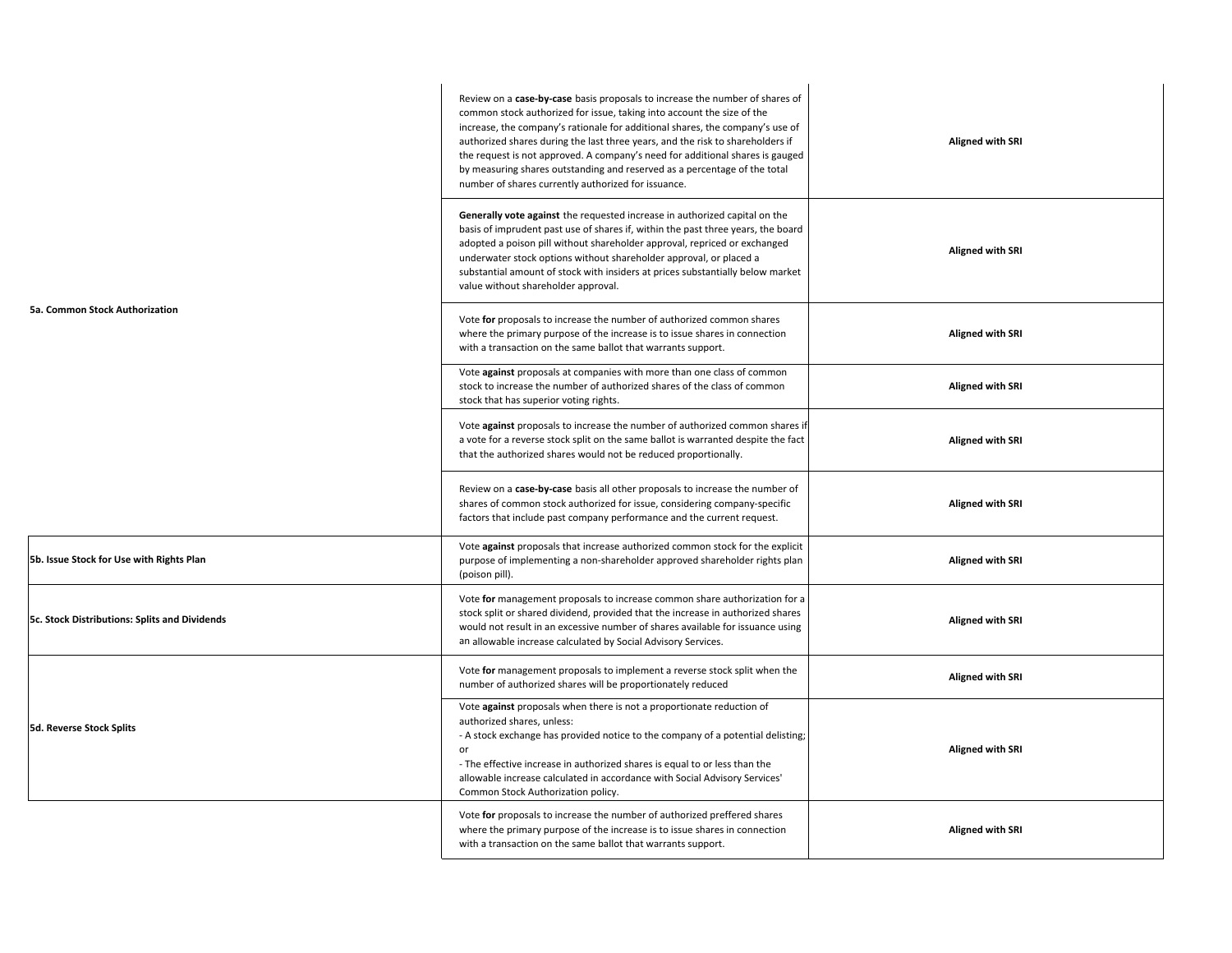| | | |
|---|---|---|
| **5a. Common Stock Authorization** | Review on a **case-by-case** basis proposals to increase the number of shares of common stock authorized for issue, taking into account the size of the increase, the company's rationale for additional shares, the company's use of authorized shares during the last three years, and the risk to shareholders if the request is not approved. A company's need for additional shares is gauged by measuring shares outstanding and reserved as a percentage of the total number of shares currently authorized for issuance. | **Aligned with SRI** |
| | **Generally vote against** the requested increase in authorized capital on the basis of imprudent past use of shares if, within the past three years, the board adopted a poison pill without shareholder approval, repriced or exchanged underwater stock options without shareholder approval, or placed a substantial amount of stock with insiders at prices substantially below market value without shareholder approval. | **Aligned with SRI** |
| | Vote **for** proposals to increase the number of authorized common shares where the primary purpose of the increase is to issue shares in connection with a transaction on the same ballot that warrants support. | **Aligned with SRI** |
| | Vote **against** proposals at companies with more than one class of common stock to increase the number of authorized shares of the class of common stock that has superior voting rights. | **Aligned with SRI** |
| | Vote **against** proposals to increase the number of authorized common shares if a vote for a reverse stock split on the same ballot is warranted despite the fact that the authorized shares would not be reduced proportionally. | **Aligned with SRI** |
| | Review on a **case-by-case** basis all other proposals to increase the number of shares of common stock authorized for issue, considering company-specific factors that include past company performance and the current request. | **Aligned with SRI** |
| **5b. Issue Stock for Use with Rights Plan** | Vote **against** proposals that increase authorized common stock for the explicit purpose of implementing a non-shareholder approved shareholder rights plan (poison pill). | **Aligned with SRI** |
| **5c. Stock Distributions: Splits and Dividends** | Vote **for** management proposals to increase common share authorization for a stock split or shared dividend, provided that the increase in authorized shares would not result in an excessive number of shares available for issuance using an allowable increase calculated by Social Advisory Services. | **Aligned with SRI** |
| **5d. Reverse Stock Splits** | Vote **for** management proposals to implement a reverse stock split when the number of authorized shares will be proportionately reduced | **Aligned with SRI** |
| | Vote **against** proposals when there is not a proportionate reduction of authorized shares, unless:<br>- A stock exchange has provided notice to the company of a potential delisting; or<br>- The effective increase in authorized shares is equal to or less than the allowable increase calculated in accordance with Social Advisory Services' Common Stock Authorization policy. | **Aligned with SRI** |
| | Vote **for** proposals to increase the number of authorized preffered shares where the primary purpose of the increase is to issue shares in connection with a transaction on the same ballot that warrants support. | **Aligned with SRI** |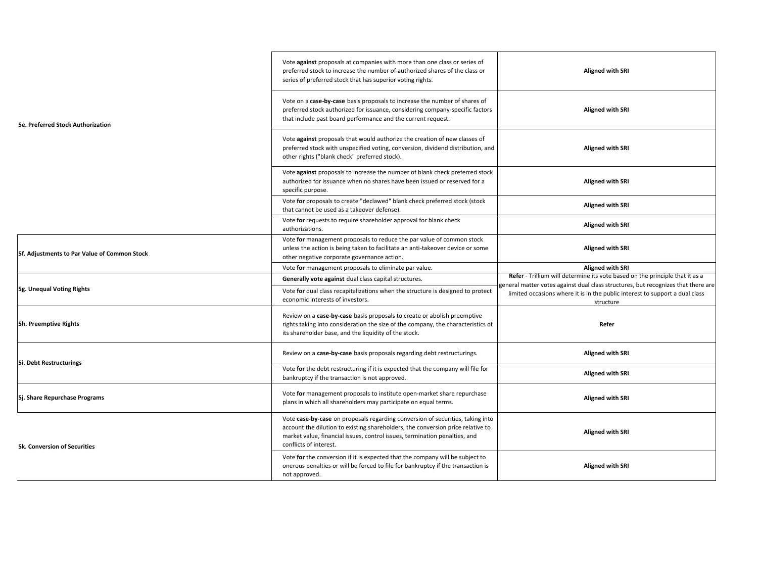| | | |
|---|---|---|
| 5e. Preferred Stock Authorization | Vote **against** proposals at companies with more than one class or series of preferred stock to increase the number of authorized shares of the class or series of preferred stock that has superior voting rights. | **Aligned with SRI** |
| | Vote on a **case-by-case** basis proposals to increase the number of shares of preferred stock authorized for issuance, considering company-specific factors that include past board performance and the current request. | **Aligned with SRI** |
| | Vote **against** proposals that would authorize the creation of new classes of preferred stock with unspecified voting, conversion, dividend distribution, and other rights ("blank check" preferred stock). | **Aligned with SRI** |
| | Vote **against** proposals to increase the number of blank check preferred stock authorized for issuance when no shares have been issued or reserved for a specific purpose. | **Aligned with SRI** |
| | Vote **for** proposals to create "declawed" blank check preferred stock (stock that cannot be used as a takeover defense). | **Aligned with SRI** |
| | Vote **for** requests to require shareholder approval for blank check authorizations. | **Aligned with SRI** |
| 5f. Adjustments to Par Value of Common Stock | Vote **for** management proposals to reduce the par value of common stock unless the action is being taken to facilitate an anti-takeover device or some other negative corporate governance action. | **Aligned with SRI** |
| | Vote **for** management proposals to eliminate par value. | **Aligned with SRI** |
| 5g. Unequal Voting Rights | **Generally vote against** dual class capital structures. | **Refer** - Trillium will determine its vote based on the principle that it as a general matter votes against dual class structures, but recognizes that there are limited occasions where it is in the public interest to support a dual class structure |
| | Vote **for** dual class recapitalizations when the structure is designed to protect economic interests of investors. | |
| 5h. Preemptive Rights | Review on a **case-by-case** basis proposals to create or abolish preemptive rights taking into consideration the size of the company, the characteristics of its shareholder base, and the liquidity of the stock. | **Refer** |
| 5i. Debt Restructurings | Review on a **case-by-case** basis proposals regarding debt restructurings. | **Aligned with SRI** |
| | Vote **for** the debt restructuring if it is expected that the company will file for bankruptcy if the transaction is not approved. | **Aligned with SRI** |
| 5j. Share Repurchase Programs | Vote **for** management proposals to institute open-market share repurchase plans in which all shareholders may participate on equal terms. | **Aligned with SRI** |
| 5k. Conversion of Securities | Vote **case-by-case** on proposals regarding conversion of securities, taking into account the dilution to existing shareholders, the conversion price relative to market value, financial issues, control issues, termination penalties, and conflicts of interest. | **Aligned with SRI** |
| | Vote **for** the conversion if it is expected that the company will be subject to onerous penalties or will be forced to file for bankruptcy if the transaction is not approved. | **Aligned with SRI** |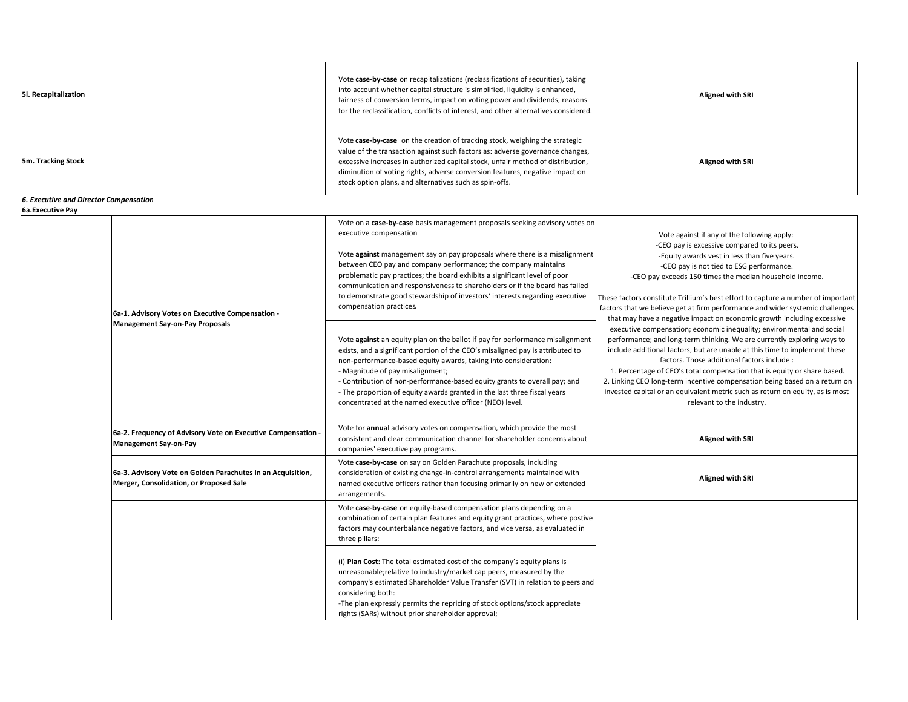| | | | |
|---|---|---|---|
| **5l. Recapitalization** | | Vote **case-by-case** on recapitalizations (reclassifications of securities), taking into account whether capital structure is simplified, liquidity is enhanced, fairness of conversion terms, impact on voting power and dividends, reasons for the reclassification, conflicts of interest, and other alternatives considered. | **Aligned with SRI** |
| **5m. Tracking Stock** | | Vote **case-by-case** on the creation of tracking stock, weighing the strategic value of the transaction against such factors as: adverse governance changes, excessive increases in authorized capital stock, unfair method of distribution, diminution of voting rights, adverse conversion features, negative impact on stock option plans, and alternatives such as spin-offs. | **Aligned with SRI** |
| ***6. Executive and Director Compensation*** | | | |
| **6a.Executive Pay** | | | |
| | **6a-1. Advisory Votes on Executive Compensation - Management Say-on-Pay Proposals** | Vote on a **case-by-case** basis management proposals seeking advisory votes on executive compensation<br><br>Vote **against** management say on pay proposals where there is a misalignment between CEO pay and company performance; the company maintains problematic pay practices; the board exhibits a significant level of poor communication and responsiveness to shareholders or if the board has failed to demonstrate good stewardship of investors' interests regarding executive compensation practices.<br><br>Vote **against** an equity plan on the ballot if pay for performance misalignment exists, and a significant portion of the CEO's misaligned pay is attributed to non-performance-based equity awards, taking into consideration:<br>- Magnitude of pay misalignment;<br>- Contribution of non-performance-based equity grants to overall pay; and<br>- The proportion of equity awards granted in the last three fiscal years concentrated at the named executive officer (NEO) level. | Vote against if any of the following apply:<br>-CEO pay is excessive compared to its peers.<br>-Equity awards vest in less than five years.<br>-CEO pay is not tied to ESG performance.<br>-CEO pay exceeds 150 times the median household income.<br><br>These factors constitute Trillium's best effort to capture a number of important factors that we believe get at firm performance and wider systemic challenges that may have a negative impact on economic growth including excessive executive compensation; economic inequality; environmental and social performance; and long-term thinking. We are currently exploring ways to include additional factors, but are unable at this time to implement these factors. Those additional factors include :<br>1. Percentage of CEO's total compensation that is equity or share based.<br>2. Linking CEO long-term incentive compensation being based on a return on invested capital or an equivalent metric such as return on equity, as is most relevant to the industry. |
| | **6a-2. Frequency of Advisory Vote on Executive Compensation - Management Say-on-Pay** | Vote for **annua**l advisory votes on compensation, which provide the most consistent and clear communication channel for shareholder concerns about companies' executive pay programs. | **Aligned with SRI** |
| | **6a-3. Advisory Vote on Golden Parachutes in an Acquisition, Merger, Consolidation, or Proposed Sale** | Vote **case-by-case** on say on Golden Parachute proposals, including consideration of existing change-in-control arrangements maintained with named executive officers rather than focusing primarily on new or extended arrangements. | **Aligned with SRI** |
| | | Vote **case-by-case** on equity-based compensation plans depending on a combination of certain plan features and equity grant practices, where postive factors may counterbalance negative factors, and vice versa, as evaluated in three pillars:<br><br>(i) **Plan Cost**: The total estimated cost of the company's equity plans is unreasonable;relative to industry/market cap peers, measured by the company's estimated Shareholder Value Transfer (SVT) in relation to peers and considering both:<br>-The plan expressly permits the repricing of stock options/stock appreciate rights (SARs) without prior shareholder approval; | |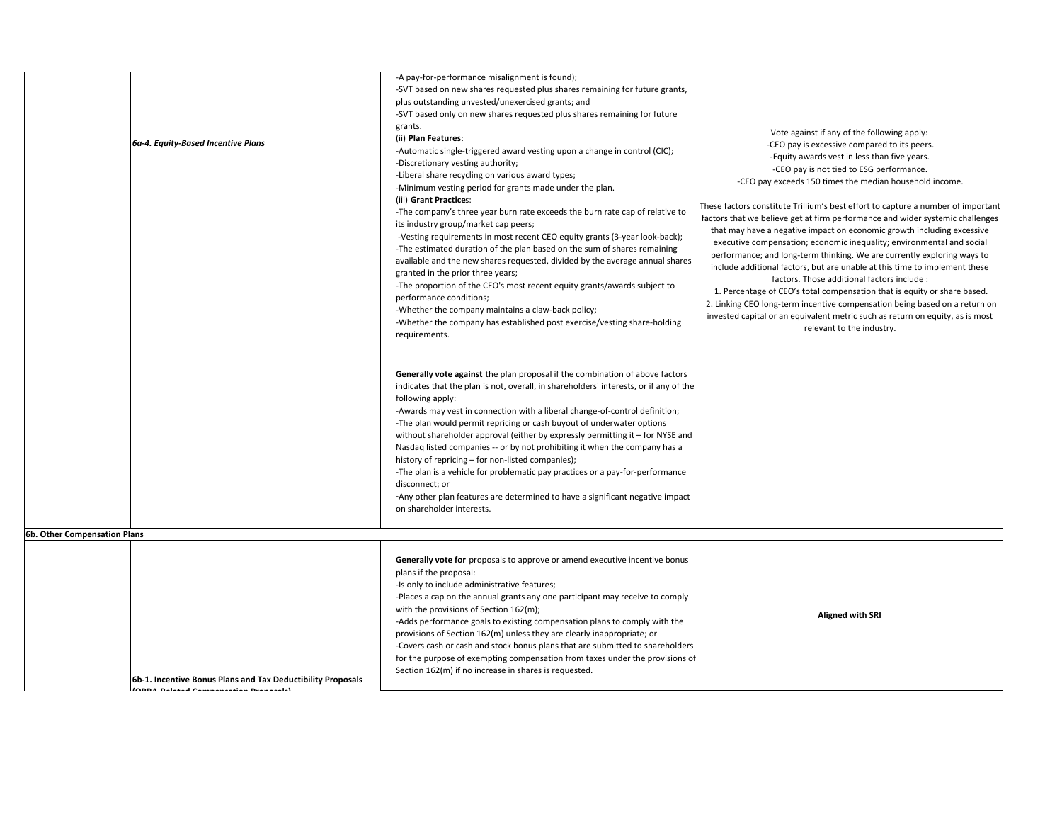| | | | |
|---|---|---|---|
| | *6a-4. Equity-Based Incentive Plans* | -A pay-for-performance misalignment is found);<br>-SVT based on new shares requested plus shares remaining for future grants, plus outstanding unvested/unexercised grants; and<br>-SVT based only on new shares requested plus shares remaining for future grants.<br>(ii) **Plan Features**:<br>-Automatic single-triggered award vesting upon a change in control (CIC);<br>-Discretionary vesting authority;<br>-Liberal share recycling on various award types;<br>-Minimum vesting period for grants made under the plan.<br>(iii) **Grant Practice**s:<br>-The company's three year burn rate exceeds the burn rate cap of relative to its industry group/market cap peers;<br>-Vesting requirements in most recent CEO equity grants (3-year look-back);<br>-The estimated duration of the plan based on the sum of shares remaining available and the new shares requested, divided by the average annual shares granted in the prior three years;<br>-The proportion of the CEO's most recent equity grants/awards subject to performance conditions;<br>-Whether the company maintains a claw-back policy;<br>-Whether the company has established post exercise/vesting share-holding requirements.<br><br>**Generally vote against** the plan proposal if the combination of above factors indicates that the plan is not, overall, in shareholders' interests, or if any of the following apply:<br>-Awards may vest in connection with a liberal change-of-control definition;<br>-The plan would permit repricing or cash buyout of underwater options without shareholder approval (either by expressly permitting it – for NYSE and Nasdaq listed companies -- or by not prohibiting it when the company has a history of repricing – for non-listed companies);<br>-The plan is a vehicle for problematic pay practices or a pay-for-performance disconnect; or<br>-Any other plan features are determined to have a significant negative impact on shareholder interests. | Vote against if any of the following apply:<br>-CEO pay is excessive compared to its peers.<br>-Equity awards vest in less than five years.<br>-CEO pay is not tied to ESG performance.<br>-CEO pay exceeds 150 times the median household income.<br><br>These factors constitute Trillium's best effort to capture a number of important factors that we believe get at firm performance and wider systemic challenges that may have a negative impact on economic growth including excessive executive compensation; economic inequality; environmental and social performance; and long-term thinking. We are currently exploring ways to include additional factors, but are unable at this time to implement these factors. Those additional factors include :<br>1. Percentage of CEO's total compensation that is equity or share based.<br>2. Linking CEO long-term incentive compensation being based on a return on invested capital or an equivalent metric such as return on equity, as is most relevant to the industry. |
| **6b. Other Compensation Plans** | | | |
| | **6b-1. Incentive Bonus Plans and Tax Deductibility Proposals (OBRA-Related Compensation Proposals)** | **Generally vote for** proposals to approve or amend executive incentive bonus plans if the proposal:<br>-Is only to include administrative features;<br>-Places a cap on the annual grants any one participant may receive to comply with the provisions of Section 162(m);<br>-Adds performance goals to existing compensation plans to comply with the provisions of Section 162(m) unless they are clearly inappropriate; or<br>-Covers cash or cash and stock bonus plans that are submitted to shareholders for the purpose of exempting compensation from taxes under the provisions of Section 162(m) if no increase in shares is requested. | **Aligned with SRI** |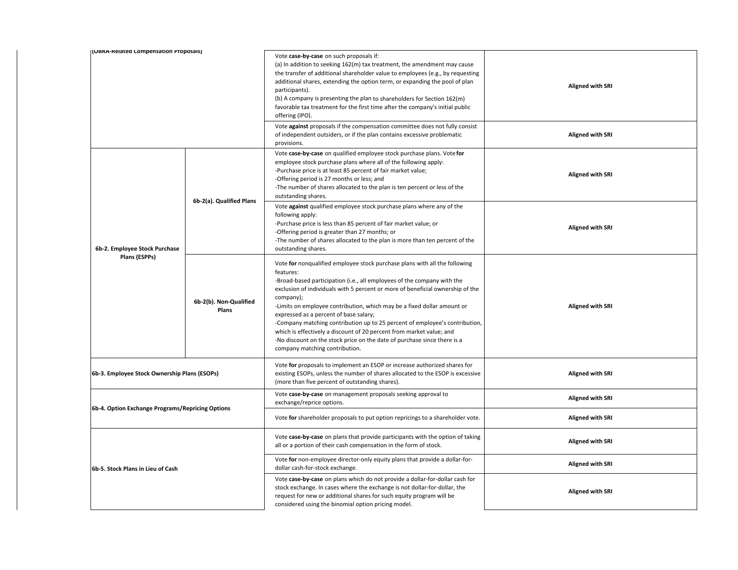| | | | |
|---|---|---|---|
| (OBRA-Related Compensation Proposals) | | Vote **case-by-case** on such proposals if:<br>(a) In addition to seeking 162(m) tax treatment, the amendment may cause the transfer of additional shareholder value to employees (e.g., by requesting additional shares, extending the option term, or expanding the pool of plan participants).<br>(b) A company is presenting the plan to shareholders for Section 162(m) favorable tax treatment for the first time after the company's initial public offering (IPO). | **Aligned with SRI** |
| | | Vote **against** proposals if the compensation committee does not fully consist of independent outsiders, or if the plan contains excessive problematic provisions. | **Aligned with SRI** |
| **6b-2. Employee Stock Purchase Plans (ESPPs)** | **6b-2(a). Qualified Plans** | Vote **case-by-case** on qualified employee stock purchase plans. Vote **for** employee stock purchase plans where all of the following apply:<br>-Purchase price is at least 85 percent of fair market value;<br>-Offering period is 27 months or less; and<br>-The number of shares allocated to the plan is ten percent or less of the outstanding shares. | **Aligned with SRI** |
| | | Vote **against** qualified employee stock purchase plans where any of the following apply:<br>-Purchase price is less than 85 percent of fair market value; or<br>-Offering period is greater than 27 months; or<br>-The number of shares allocated to the plan is more than ten percent of the outstanding shares. | **Aligned with SRI** |
| | **6b-2(b). Non-Qualified Plans** | Vote **for** nonqualified employee stock purchase plans with all the following features:<br>-Broad-based participation (i.e., all employees of the company with the exclusion of individuals with 5 percent or more of beneficial ownership of the company);<br>-Limits on employee contribution, which may be a fixed dollar amount or expressed as a percent of base salary;<br>-Company matching contribution up to 25 percent of employee's contribution, which is effectively a discount of 20 percent from market value; and<br>-No discount on the stock price on the date of purchase since there is a company matching contribution. | **Aligned with SRI** |
| **6b-3. Employee Stock Ownership Plans (ESOPs)** | | Vote **for** proposals to implement an ESOP or increase authorized shares for existing ESOPs, unless the number of shares allocated to the ESOP is excessive (more than five percent of outstanding shares). | **Aligned with SRI** |
| **6b-4. Option Exchange Programs/Repricing Options** | | Vote **case-by-case** on management proposals seeking approval to exchange/reprice options. | **Aligned with SRI** |
| | | Vote **for** shareholder proposals to put option repricings to a shareholder vote. | **Aligned with SRI** |
| **6b-5. Stock Plans in Lieu of Cash** | | Vote **case-by-case** on plans that provide participants with the option of taking all or a portion of their cash compensation in the form of stock. | **Aligned with SRI** |
| | | Vote **for** non-employee director-only equity plans that provide a dollar-for-dollar cash-for-stock exchange. | **Aligned with SRI** |
| | | Vote **case-by-case** on plans which do not provide a dollar-for-dollar cash for stock exchange. In cases where the exchange is not dollar-for-dollar, the request for new or additional shares for such equity program will be considered using the binomial option pricing model. | **Aligned with SRI** |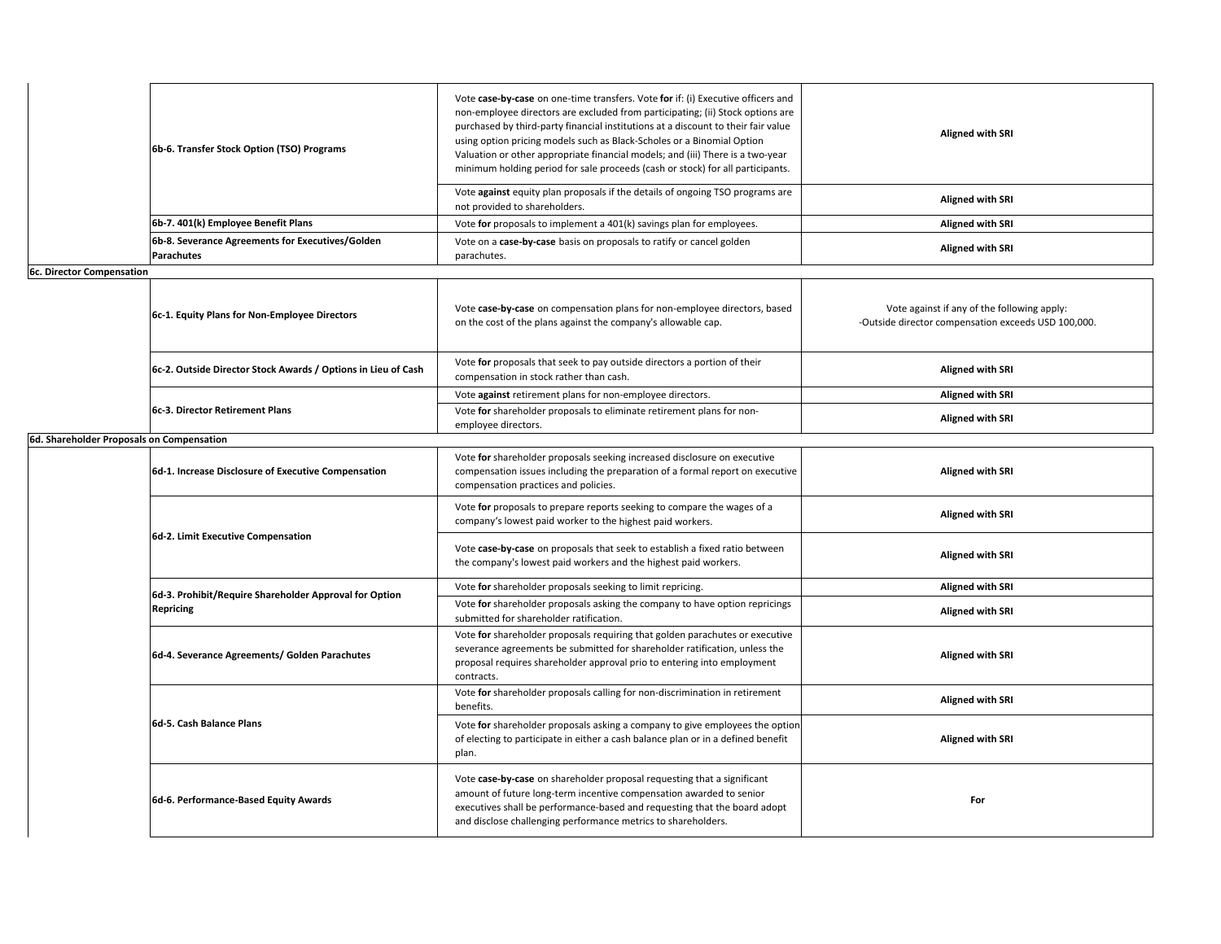| | | | |
|---|---|---|---|
| | 6b-6. Transfer Stock Option (TSO) Programs | Vote **case-by-case** on one-time transfers. Vote **for** if: (i) Executive officers and non-employee directors are excluded from participating; (ii) Stock options are purchased by third-party financial institutions at a discount to their fair value using option pricing models such as Black-Scholes or a Binomial Option Valuation or other appropriate financial models; and (iii) There is a two-year minimum holding period for sale proceeds (cash or stock) for all participants. | **Aligned with SRI** |
| | | Vote **against** equity plan proposals if the details of ongoing TSO programs are not provided to shareholders. | **Aligned with SRI** |
| | 6b-7. 401(k) Employee Benefit Plans | Vote **for** proposals to implement a 401(k) savings plan for employees. | **Aligned with SRI** |
| | 6b-8. Severance Agreements for Executives/Golden Parachutes | Vote on a **case-by-case** basis on proposals to ratify or cancel golden parachutes. | **Aligned with SRI** |
| **6c. Director Compensation** | | | |
| | 6c-1. Equity Plans for Non-Employee Directors | Vote **case-by-case** on compensation plans for non-employee directors, based on the cost of the plans against the company's allowable cap. | Vote against if any of the following apply:<br>-Outside director compensation exceeds USD 100,000. |
| | 6c-2. Outside Director Stock Awards / Options in Lieu of Cash | Vote **for** proposals that seek to pay outside directors a portion of their compensation in stock rather than cash. | **Aligned with SRI** |
| | 6c-3. Director Retirement Plans | Vote **against** retirement plans for non-employee directors. | **Aligned with SRI** |
| | | Vote **for** shareholder proposals to eliminate retirement plans for non-employee directors. | **Aligned with SRI** |
| **6d. Shareholder Proposals on Compensation** | | | |
| | 6d-1. Increase Disclosure of Executive Compensation | Vote **for** shareholder proposals seeking increased disclosure on executive compensation issues including the preparation of a formal report on executive compensation practices and policies. | **Aligned with SRI** |
| | 6d-2. Limit Executive Compensation | Vote **for** proposals to prepare reports seeking to compare the wages of a company's lowest paid worker to the highest paid workers. | **Aligned with SRI** |
| | | Vote **case-by-case** on proposals that seek to establish a fixed ratio between the company's lowest paid workers and the highest paid workers. | **Aligned with SRI** |
| | 6d-3. Prohibit/Require Shareholder Approval for Option Repricing | Vote **for** shareholder proposals seeking to limit repricing. | **Aligned with SRI** |
| | | Vote **for** shareholder proposals asking the company to have option repricings submitted for shareholder ratification. | **Aligned with SRI** |
| | 6d-4. Severance Agreements/ Golden Parachutes | Vote **for** shareholder proposals requiring that golden parachutes or executive severance agreements be submitted for shareholder ratification, unless the proposal requires shareholder approval prio to entering into employment contracts. | **Aligned with SRI** |
| | 6d-5. Cash Balance Plans | Vote **for** shareholder proposals calling for non-discrimination in retirement benefits. | **Aligned with SRI** |
| | | Vote **for** shareholder proposals asking a company to give employees the option of electing to participate in either a cash balance plan or in a defined benefit plan. | **Aligned with SRI** |
| | 6d-6. Performance-Based Equity Awards | Vote **case-by-case** on shareholder proposal requesting that a significant amount of future long-term incentive compensation awarded to senior executives shall be performance-based and requesting that the board adopt and disclose challenging performance metrics to shareholders. | **For** |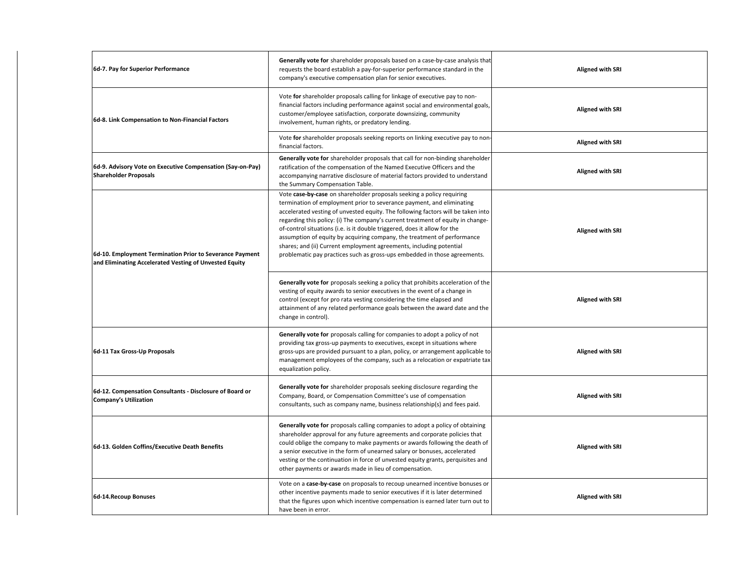| | | |
|---|---|---|
| **6d-7. Pay for Superior Performance** | **Generally vote for** shareholder proposals based on a case-by-case analysis that requests the board establish a pay-for-superior performance standard in the company's executive compensation plan for senior executives. | **Aligned with SRI** |
| **6d-8. Link Compensation to Non-Financial Factors** | Vote **for** shareholder proposals calling for linkage of executive pay to non-financial factors including performance against social and environmental goals, customer/employee satisfaction, corporate downsizing, community involvement, human rights, or predatory lending. | **Aligned with SRI** |
| | Vote **for** shareholder proposals seeking reports on linking executive pay to non-financial factors. | **Aligned with SRI** |
| **6d-9. Advisory Vote on Executive Compensation (Say-on-Pay) Shareholder Proposals** | **Generally vote for** shareholder proposals that call for non-binding shareholder ratification of the compensation of the Named Executive Officers and the accompanying narrative disclosure of material factors provided to understand the Summary Compensation Table. | **Aligned with SRI** |
| **6d-10. Employment Termination Prior to Severance Payment and Eliminating Accelerated Vesting of Unvested Equity** | Vote **case-by-case** on shareholder proposals seeking a policy requiring termination of employment prior to severance payment, and eliminating accelerated vesting of unvested equity. The following factors will be taken into regarding this policy: (i) The company's current treatment of equity in change-of-control situations (i.e. is it double triggered, does it allow for the assumption of equity by acquiring company, the treatment of performance shares; and (ii) Current employment agreements, including potential problematic pay practices such as gross-ups embedded in those agreements. | **Aligned with SRI** |
| | **Generally vote for** proposals seeking a policy that prohibits acceleration of the vesting of equity awards to senior executives in the event of a change in control (except for pro rata vesting considering the time elapsed and attainment of any related performance goals between the award date and the change in control). | **Aligned with SRI** |
| **6d-11 Tax Gross-Up Proposals** | **Generally vote for** proposals calling for companies to adopt a policy of not providing tax gross-up payments to executives, except in situations where gross-ups are provided pursuant to a plan, policy, or arrangement applicable to management employees of the company, such as a relocation or expatriate tax equalization policy. | **Aligned with SRI** |
| **6d-12. Compensation Consultants - Disclosure of Board or Company's Utilization** | **Generally vote for** shareholder proposals seeking disclosure regarding the Company, Board, or Compensation Committee's use of compensation consultants, such as company name, business relationship(s) and fees paid. | **Aligned with SRI** |
| **6d-13. Golden Coffins/Executive Death Benefits** | **Generally vote for** proposals calling companies to adopt a policy of obtaining shareholder approval for any future agreements and corporate policies that could oblige the company to make payments or awards following the death of a senior executive in the form of unearned salary or bonuses, accelerated vesting or the continuation in force of unvested equity grants, perquisites and other payments or awards made in lieu of compensation. | **Aligned with SRI** |
| **6d-14.Recoup Bonuses** | Vote on a **case-by-case** on proposals to recoup unearned incentive bonuses or other incentive payments made to senior executives if it is later determined that the figures upon which incentive compensation is earned later turn out to have been in error. | **Aligned with SRI** |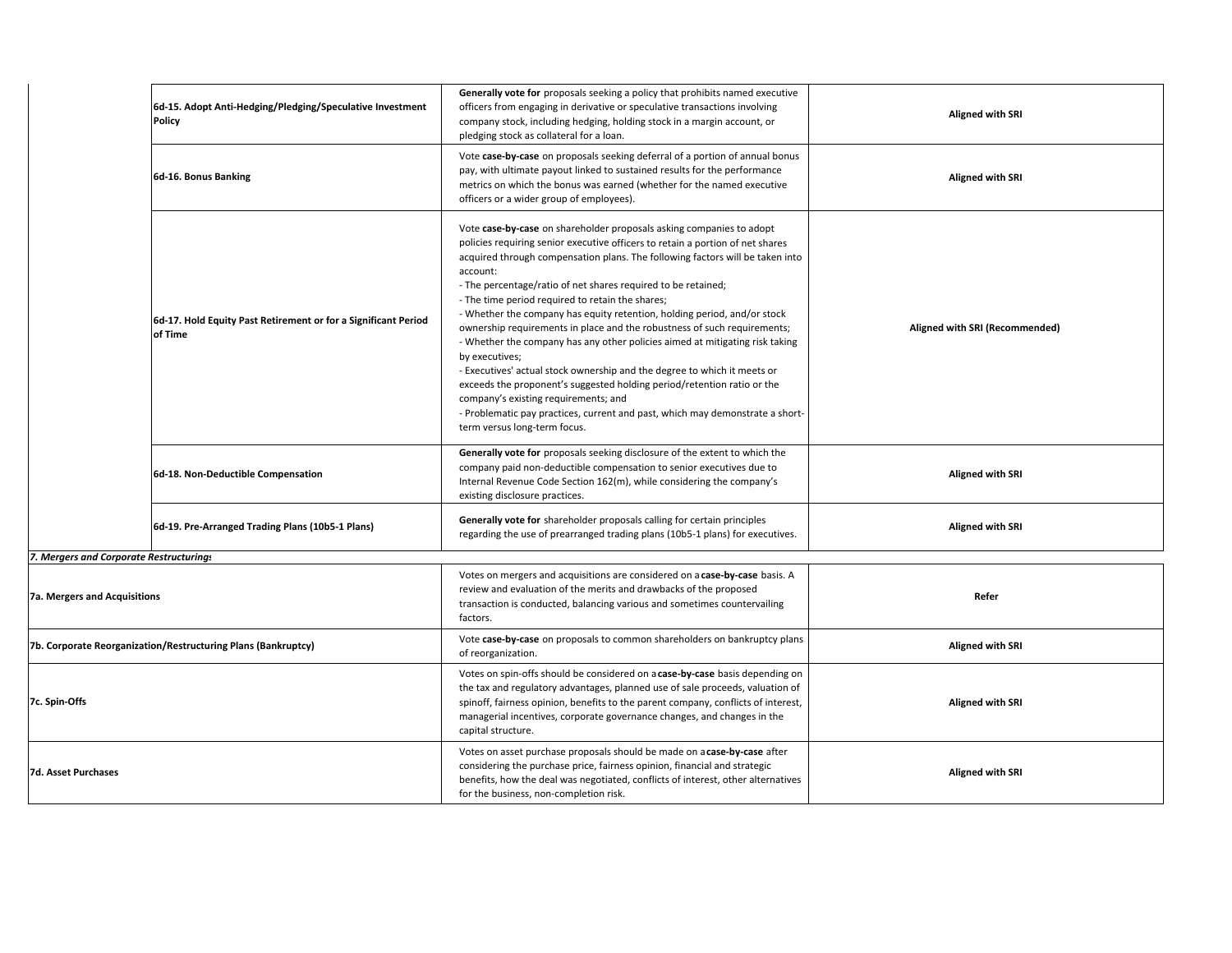| | | | |
|---|---|---|---|
| | **6d-15. Adopt Anti-Hedging/Pledging/Speculative Investment Policy** | **Generally vote for** proposals seeking a policy that prohibits named executive officers from engaging in derivative or speculative transactions involving company stock, including hedging, holding stock in a margin account, or pledging stock as collateral for a loan. | **Aligned with SRI** |
| | **6d-16. Bonus Banking** | Vote **case-by-case** on proposals seeking deferral of a portion of annual bonus pay, with ultimate payout linked to sustained results for the performance metrics on which the bonus was earned (whether for the named executive officers or a wider group of employees). | **Aligned with SRI** |
| | **6d-17. Hold Equity Past Retirement or for a Significant Period of Time** | Vote **case-by-case** on shareholder proposals asking companies to adopt policies requiring senior executive officers to retain a portion of net shares acquired through compensation plans. The following factors will be taken into account:<br>- The percentage/ratio of net shares required to be retained;<br>- The time period required to retain the shares;<br>- Whether the company has equity retention, holding period, and/or stock ownership requirements in place and the robustness of such requirements;<br>- Whether the company has any other policies aimed at mitigating risk taking by executives;<br>- Executives' actual stock ownership and the degree to which it meets or exceeds the proponent's suggested holding period/retention ratio or the company's existing requirements; and<br>- Problematic pay practices, current and past, which may demonstrate a short-term versus long-term focus. | **Aligned with SRI (Recommended)** |
| | **6d-18. Non-Deductible Compensation** | **Generally vote for** proposals seeking disclosure of the extent to which the company paid non-deductible compensation to senior executives due to Internal Revenue Code Section 162(m), while considering the company's existing disclosure practices. | **Aligned with SRI** |
| | **6d-19. Pre-Arranged Trading Plans (10b5-1 Plans)** | **Generally vote for** shareholder proposals calling for certain principles regarding the use of prearranged trading plans (10b5-1 plans) for executives. | **Aligned with SRI** |

***7. Mergers and Corporate Restructurings***

| | | |
|---|---|---|
| **7a. Mergers and Acquisitions** | Votes on mergers and acquisitions are considered on a **case-by-case** basis. A review and evaluation of the merits and drawbacks of the proposed transaction is conducted, balancing various and sometimes countervailing factors. | **Refer** |
| **7b. Corporate Reorganization/Restructuring Plans (Bankruptcy)** | Vote **case-by-case** on proposals to common shareholders on bankruptcy plans of reorganization. | **Aligned with SRI** |
| **7c. Spin-Offs** | Votes on spin-offs should be considered on a **case-by-case** basis depending on the tax and regulatory advantages, planned use of sale proceeds, valuation of spinoff, fairness opinion, benefits to the parent company, conflicts of interest, managerial incentives, corporate governance changes, and changes in the capital structure. | **Aligned with SRI** |
| **7d. Asset Purchases** | Votes on asset purchase proposals should be made on a **case-by-case** after considering the purchase price, fairness opinion, financial and strategic benefits, how the deal was negotiated, conflicts of interest, other alternatives for the business, non-completion risk. | **Aligned with SRI** |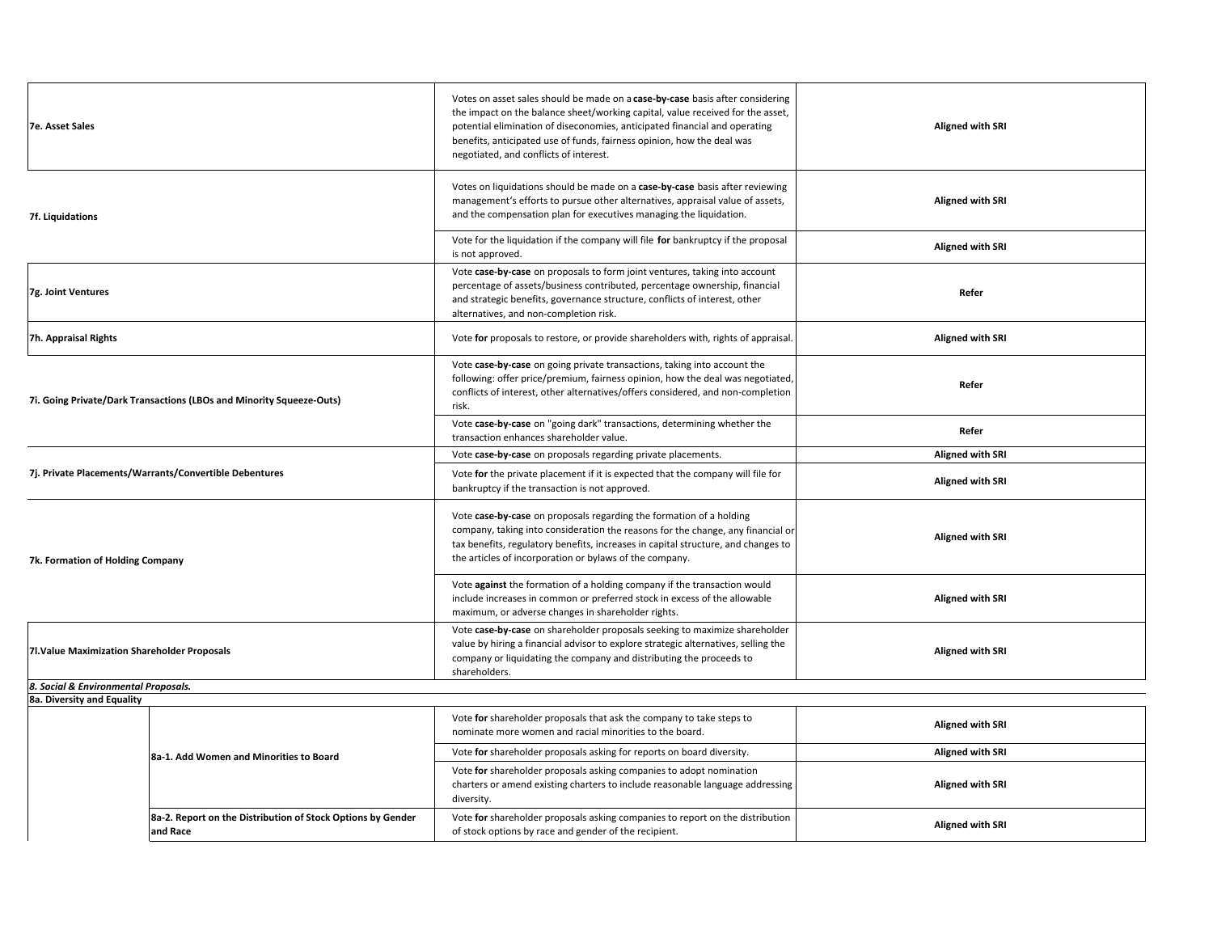| | | | |
|---|---|---|---|
| **7e. Asset Sales** | | Votes on asset sales should be made on a **case-by-case** basis after considering the impact on the balance sheet/working capital, value received for the asset, potential elimination of diseconomies, anticipated financial and operating benefits, anticipated use of funds, fairness opinion, how the deal was negotiated, and conflicts of interest. | **Aligned with SRI** |
| **7f. Liquidations** | | Votes on liquidations should be made on a **case-by-case** basis after reviewing management's efforts to pursue other alternatives, appraisal value of assets, and the compensation plan for executives managing the liquidation. | **Aligned with SRI** |
| | | Vote for the liquidation if the company will file **for** bankruptcy if the proposal is not approved. | **Aligned with SRI** |
| **7g. Joint Ventures** | | Vote **case-by-case** on proposals to form joint ventures, taking into account percentage of assets/business contributed, percentage ownership, financial and strategic benefits, governance structure, conflicts of interest, other alternatives, and non-completion risk. | **Refer** |
| **7h. Appraisal Rights** | | Vote **for** proposals to restore, or provide shareholders with, rights of appraisal. | **Aligned with SRI** |
| **7i. Going Private/Dark Transactions (LBOs and Minority Squeeze-Outs)** | | Vote **case-by-case** on going private transactions, taking into account the following: offer price/premium, fairness opinion, how the deal was negotiated, conflicts of interest, other alternatives/offers considered, and non-completion risk. | **Refer** |
| | | Vote **case-by-case** on "going dark" transactions, determining whether the transaction enhances shareholder value. | **Refer** |
| **7j. Private Placements/Warrants/Convertible Debentures** | | Vote **case-by-case** on proposals regarding private placements. | **Aligned with SRI** |
| | | Vote **for** the private placement if it is expected that the company will file for bankruptcy if the transaction is not approved. | **Aligned with SRI** |
| **7k. Formation of Holding Company** | | Vote **case-by-case** on proposals regarding the formation of a holding company, taking into consideration the reasons for the change, any financial or tax benefits, regulatory benefits, increases in capital structure, and changes to the articles of incorporation or bylaws of the company. | **Aligned with SRI** |
| | | Vote **against** the formation of a holding company if the transaction would include increases in common or preferred stock in excess of the allowable maximum, or adverse changes in shareholder rights. | **Aligned with SRI** |
| **7l.Value Maximization Shareholder Proposals** | | Vote **case-by-case** on shareholder proposals seeking to maximize shareholder value by hiring a financial advisor to explore strategic alternatives, selling the company or liquidating the company and distributing the proceeds to shareholders. | **Aligned with SRI** |
| ***8. Social & Environmental Proposals.*** | | | |
| **8a. Diversity and Equality** | | | |
| | **8a-1. Add Women and Minorities to Board** | Vote **for** shareholder proposals that ask the company to take steps to nominate more women and racial minorities to the board. | **Aligned with SRI** |
| | | Vote **for** shareholder proposals asking for reports on board diversity. | **Aligned with SRI** |
| | | Vote **for** shareholder proposals asking companies to adopt nomination charters or amend existing charters to include reasonable language addressing diversity. | **Aligned with SRI** |
| | **8a-2. Report on the Distribution of Stock Options by Gender and Race** | Vote **for** shareholder proposals asking companies to report on the distribution of stock options by race and gender of the recipient. | **Aligned with SRI** |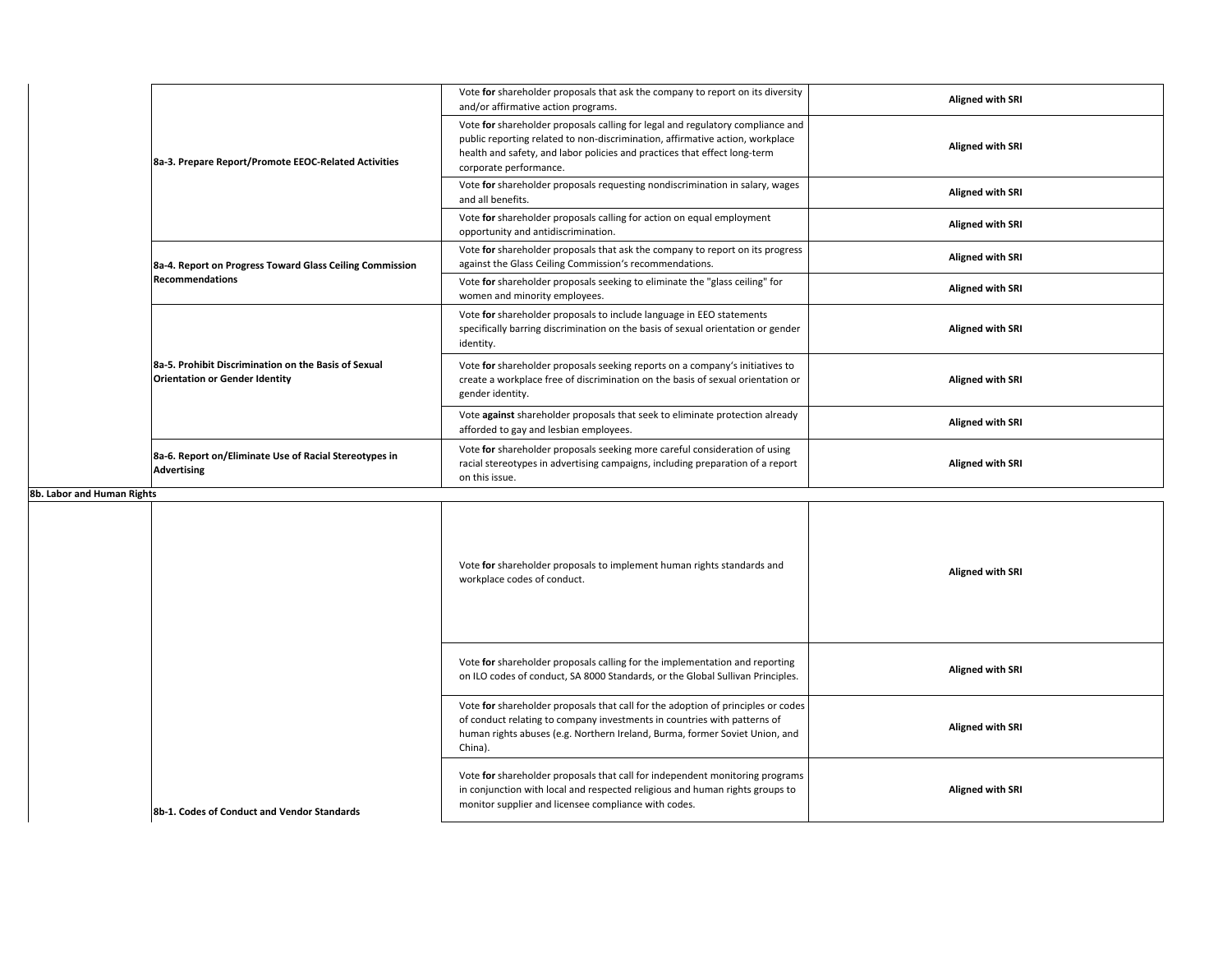| | | | |
|---|---|---|---|
| | 8a-3. Prepare Report/Promote EEOC-Related Activities | Vote **for** shareholder proposals that ask the company to report on its diversity and/or affirmative action programs. | **Aligned with SRI** |
| | | Vote **for** shareholder proposals calling for legal and regulatory compliance and public reporting related to non-discrimination, affirmative action, workplace health and safety, and labor policies and practices that effect long-term corporate performance. | **Aligned with SRI** |
| | | Vote **for** shareholder proposals requesting nondiscrimination in salary, wages and all benefits. | **Aligned with SRI** |
| | | Vote **for** shareholder proposals calling for action on equal employment opportunity and antidiscrimination. | **Aligned with SRI** |
| | 8a-4. Report on Progress Toward Glass Ceiling Commission Recommendations | Vote **for** shareholder proposals that ask the company to report on its progress against the Glass Ceiling Commission's recommendations. | **Aligned with SRI** |
| | | Vote **for** shareholder proposals seeking to eliminate the "glass ceiling" for women and minority employees. | **Aligned with SRI** |
| | 8a-5. Prohibit Discrimination on the Basis of Sexual Orientation or Gender Identity | Vote **for** shareholder proposals to include language in EEO statements specifically barring discrimination on the basis of sexual orientation or gender identity. | **Aligned with SRI** |
| | | Vote **for** shareholder proposals seeking reports on a company's initiatives to create a workplace free of discrimination on the basis of sexual orientation or gender identity. | **Aligned with SRI** |
| | | Vote **against** shareholder proposals that seek to eliminate protection already afforded to gay and lesbian employees. | **Aligned with SRI** |
| | 8a-6. Report on/Eliminate Use of Racial Stereotypes in Advertising | Vote **for** shareholder proposals seeking more careful consideration of using racial stereotypes in advertising campaigns, including preparation of a report on this issue. | **Aligned with SRI** |
| **8b. Labor and Human Rights** | | | |
| | 8b-1. Codes of Conduct and Vendor Standards | Vote **for** shareholder proposals to implement human rights standards and workplace codes of conduct. | **Aligned with SRI** |
| | | Vote **for** shareholder proposals calling for the implementation and reporting on ILO codes of conduct, SA 8000 Standards, or the Global Sullivan Principles. | **Aligned with SRI** |
| | | Vote **for** shareholder proposals that call for the adoption of principles or codes of conduct relating to company investments in countries with patterns of human rights abuses (e.g. Northern Ireland, Burma, former Soviet Union, and China). | **Aligned with SRI** |
| | | Vote **for** shareholder proposals that call for independent monitoring programs in conjunction with local and respected religious and human rights groups to monitor supplier and licensee compliance with codes. | **Aligned with SRI** |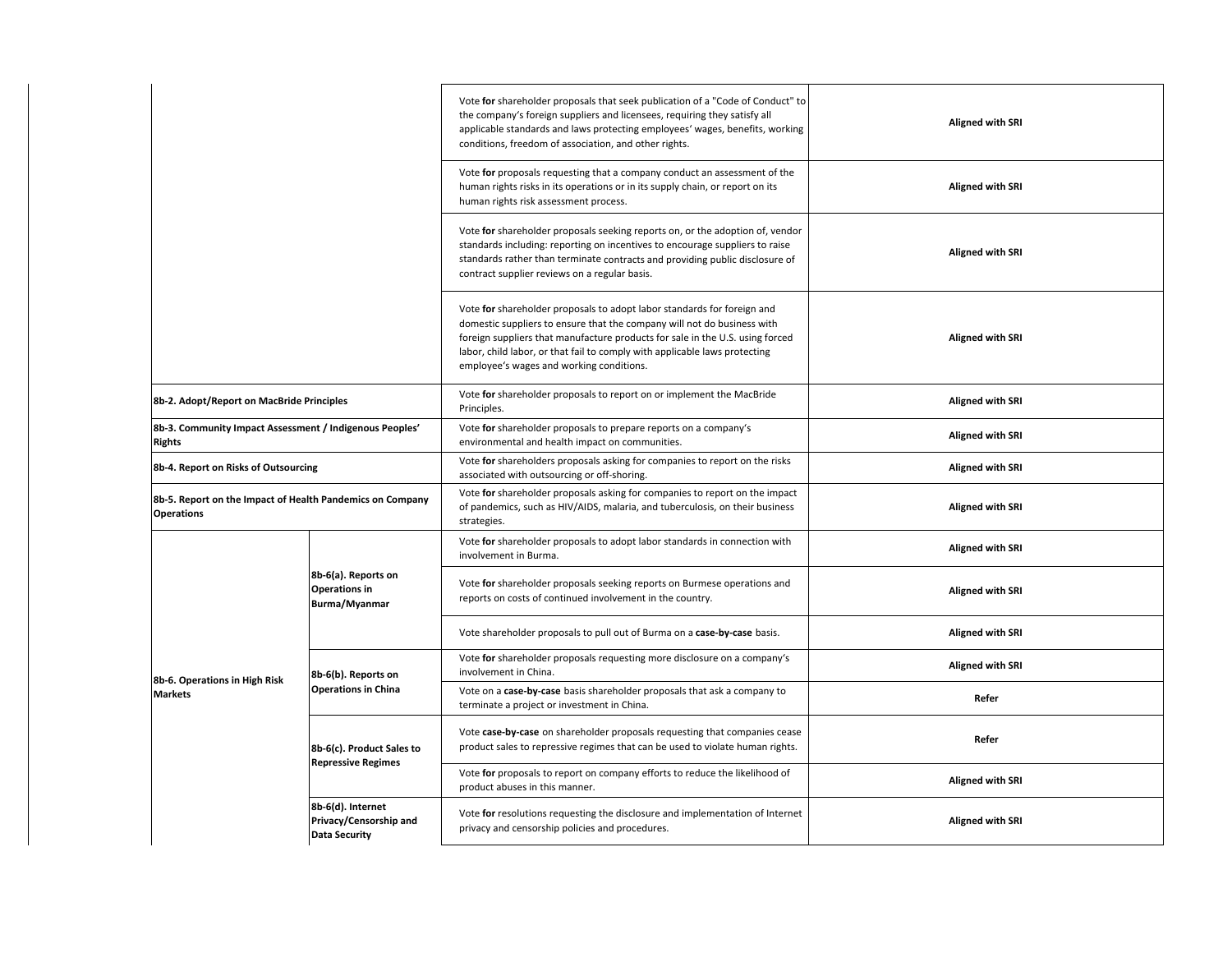| | | | |
|---|---|---|---|
| | | Vote **for** shareholder proposals that seek publication of a "Code of Conduct" to the company's foreign suppliers and licensees, requiring they satisfy all applicable standards and laws protecting employees' wages, benefits, working conditions, freedom of association, and other rights. | **Aligned with SRI** |
| | | Vote **for** proposals requesting that a company conduct an assessment of the human rights risks in its operations or in its supply chain, or report on its human rights risk assessment process. | **Aligned with SRI** |
| | | Vote **for** shareholder proposals seeking reports on, or the adoption of, vendor standards including: reporting on incentives to encourage suppliers to raise standards rather than terminate contracts and providing public disclosure of contract supplier reviews on a regular basis. | **Aligned with SRI** |
| | | Vote **for** shareholder proposals to adopt labor standards for foreign and domestic suppliers to ensure that the company will not do business with foreign suppliers that manufacture products for sale in the U.S. using forced labor, child labor, or that fail to comply with applicable laws protecting employee's wages and working conditions. | **Aligned with SRI** |
| **8b-2. Adopt/Report on MacBride Principles** | | Vote **for** shareholder proposals to report on or implement the MacBride Principles. | **Aligned with SRI** |
| **8b-3. Community Impact Assessment / Indigenous Peoples' Rights** | | Vote **for** shareholder proposals to prepare reports on a company's environmental and health impact on communities. | **Aligned with SRI** |
| **8b-4. Report on Risks of Outsourcing** | | Vote **for** shareholders proposals asking for companies to report on the risks associated with outsourcing or off-shoring. | **Aligned with SRI** |
| **8b-5. Report on the Impact of Health Pandemics on Company Operations** | | Vote **for** shareholder proposals asking for companies to report on the impact of pandemics, such as HIV/AIDS, malaria, and tuberculosis, on their business strategies. | **Aligned with SRI** |
| **8b-6. Operations in High Risk Markets** | **8b-6(a). Reports on Operations in Burma/Myanmar** | Vote **for** shareholder proposals to adopt labor standards in connection with involvement in Burma. | **Aligned with SRI** |
| | | Vote **for** shareholder proposals seeking reports on Burmese operations and reports on costs of continued involvement in the country. | **Aligned with SRI** |
| | | Vote shareholder proposals to pull out of Burma on a **case-by-case** basis. | **Aligned with SRI** |
| | **8b-6(b). Reports on Operations in China** | Vote **for** shareholder proposals requesting more disclosure on a company's involvement in China. | **Aligned with SRI** |
| | | Vote on a **case-by-case** basis shareholder proposals that ask a company to terminate a project or investment in China. | **Refer** |
| | **8b-6(c). Product Sales to Repressive Regimes** | Vote **case-by-case** on shareholder proposals requesting that companies cease product sales to repressive regimes that can be used to violate human rights. | **Refer** |
| | | Vote **for** proposals to report on company efforts to reduce the likelihood of product abuses in this manner. | **Aligned with SRI** |
| | **8b-6(d). Internet Privacy/Censorship and Data Security** | Vote **for** resolutions requesting the disclosure and implementation of Internet privacy and censorship policies and procedures. | **Aligned with SRI** |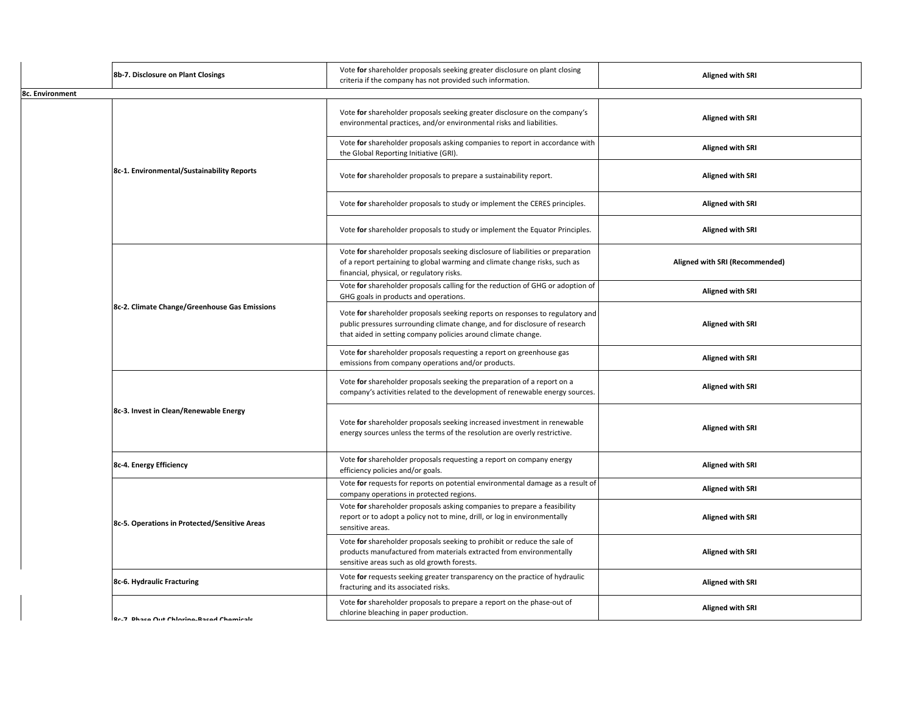| | | | |
|---|---|---|---|
| | **8b-7. Disclosure on Plant Closings** | Vote **for** shareholder proposals seeking greater disclosure on plant closing criteria if the company has not provided such information. | **Aligned with SRI** |
| **8c. Environment** | | | |
| | **8c-1. Environmental/Sustainability Reports** | Vote **for** shareholder proposals seeking greater disclosure on the company's environmental practices, and/or environmental risks and liabilities. | **Aligned with SRI** |
| | | Vote **for** shareholder proposals asking companies to report in accordance with the Global Reporting Initiative (GRI). | **Aligned with SRI** |
| | | Vote **for** shareholder proposals to prepare a sustainability report. | **Aligned with SRI** |
| | | Vote **for** shareholder proposals to study or implement the CERES principles. | **Aligned with SRI** |
| | | Vote **for** shareholder proposals to study or implement the Equator Principles. | **Aligned with SRI** |
| | **8c-2. Climate Change/Greenhouse Gas Emissions** | Vote **for** shareholder proposals seeking disclosure of liabilities or preparation of a report pertaining to global warming and climate change risks, such as financial, physical, or regulatory risks. | **Aligned with SRI (Recommended)** |
| | | Vote **for** shareholder proposals calling for the reduction of GHG or adoption of GHG goals in products and operations. | **Aligned with SRI** |
| | | Vote **for** shareholder proposals seeking reports on responses to regulatory and public pressures surrounding climate change, and for disclosure of research that aided in setting company policies around climate change. | **Aligned with SRI** |
| | | Vote **for** shareholder proposals requesting a report on greenhouse gas emissions from company operations and/or products. | **Aligned with SRI** |
| | **8c-3. Invest in Clean/Renewable Energy** | Vote **for** shareholder proposals seeking the preparation of a report on a company's activities related to the development of renewable energy sources. | **Aligned with SRI** |
| | | Vote **for** shareholder proposals seeking increased investment in renewable energy sources unless the terms of the resolution are overly restrictive. | **Aligned with SRI** |
| | **8c-4. Energy Efficiency** | Vote **for** shareholder proposals requesting a report on company energy efficiency policies and/or goals. | **Aligned with SRI** |
| | **8c-5. Operations in Protected/Sensitive Areas** | Vote **for** requests for reports on potential environmental damage as a result of company operations in protected regions. | **Aligned with SRI** |
| | | Vote **for** shareholder proposals asking companies to prepare a feasibility report or to adopt a policy not to mine, drill, or log in environmentally sensitive areas. | **Aligned with SRI** |
| | | Vote **for** shareholder proposals seeking to prohibit or reduce the sale of products manufactured from materials extracted from environmentally sensitive areas such as old growth forests. | **Aligned with SRI** |
| | **8c-6. Hydraulic Fracturing** | Vote **for** requests seeking greater transparency on the practice of hydraulic fracturing and its associated risks. | **Aligned with SRI** |
| | **8c-7. Phase Out Chlorine-Based Chemicals** | Vote **for** shareholder proposals to prepare a report on the phase-out of chlorine bleaching in paper production. | **Aligned with SRI** |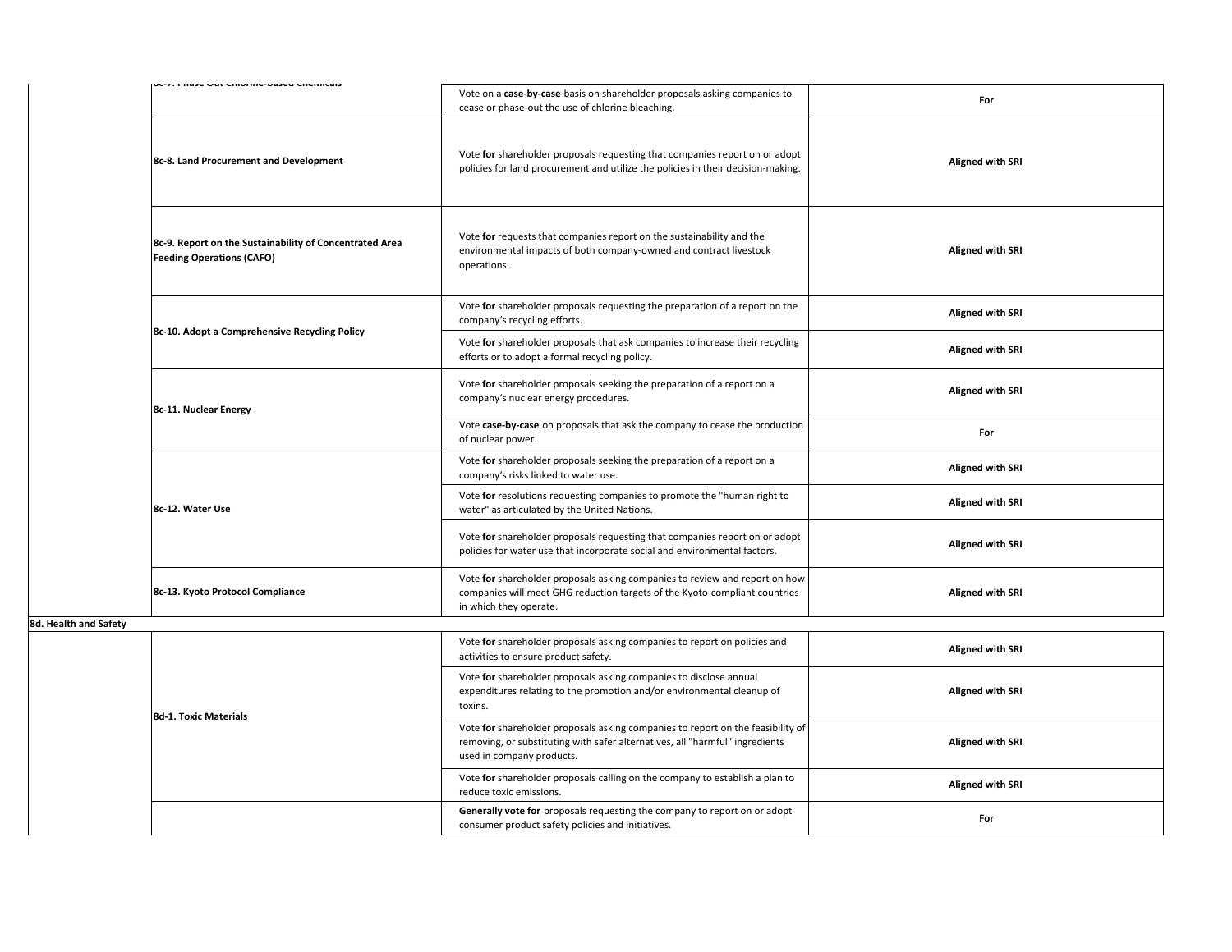| | | |
|---|---|---|
| 8c-7. Phase Out Chlorine-Based Chemicals | Vote on a **case-by-case** basis on shareholder proposals asking companies to cease or phase-out the use of chlorine bleaching. | **For** |
| **8c-8. Land Procurement and Development** | Vote **for** shareholder proposals requesting that companies report on or adopt policies for land procurement and utilize the policies in their decision-making. | **Aligned with SRI** |
| **8c-9. Report on the Sustainability of Concentrated Area Feeding Operations (CAFO)** | Vote **for** requests that companies report on the sustainability and the environmental impacts of both company-owned and contract livestock operations. | **Aligned with SRI** |
| **8c-10. Adopt a Comprehensive Recycling Policy** | Vote **for** shareholder proposals requesting the preparation of a report on the company's recycling efforts. | **Aligned with SRI** |
| | Vote **for** shareholder proposals that ask companies to increase their recycling efforts or to adopt a formal recycling policy. | **Aligned with SRI** |
| **8c-11. Nuclear Energy** | Vote **for** shareholder proposals seeking the preparation of a report on a company's nuclear energy procedures. | **Aligned with SRI** |
| | Vote **case-by-case** on proposals that ask the company to cease the production of nuclear power. | **For** |
| **8c-12. Water Use** | Vote **for** shareholder proposals seeking the preparation of a report on a company's risks linked to water use. | **Aligned with SRI** |
| | Vote **for** resolutions requesting companies to promote the "human right to water" as articulated by the United Nations. | **Aligned with SRI** |
| | Vote **for** shareholder proposals requesting that companies report on or adopt policies for water use that incorporate social and environmental factors. | **Aligned with SRI** |
| **8c-13. Kyoto Protocol Compliance** | Vote **for** shareholder proposals asking companies to review and report on how companies will meet GHG reduction targets of the Kyoto-compliant countries in which they operate. | **Aligned with SRI** |

**8d. Health and Safety**

| | | |
|---|---|---|
| **8d-1. Toxic Materials** | Vote **for** shareholder proposals asking companies to report on policies and activities to ensure product safety. | **Aligned with SRI** |
| | Vote **for** shareholder proposals asking companies to disclose annual expenditures relating to the promotion and/or environmental cleanup of toxins. | **Aligned with SRI** |
| | Vote **for** shareholder proposals asking companies to report on the feasibility of removing, or substituting with safer alternatives, all "harmful" ingredients used in company products. | **Aligned with SRI** |
| | Vote **for** shareholder proposals calling on the company to establish a plan to reduce toxic emissions. | **Aligned with SRI** |
| | **Generally vote for** proposals requesting the company to report on or adopt consumer product safety policies and initiatives. | **For** |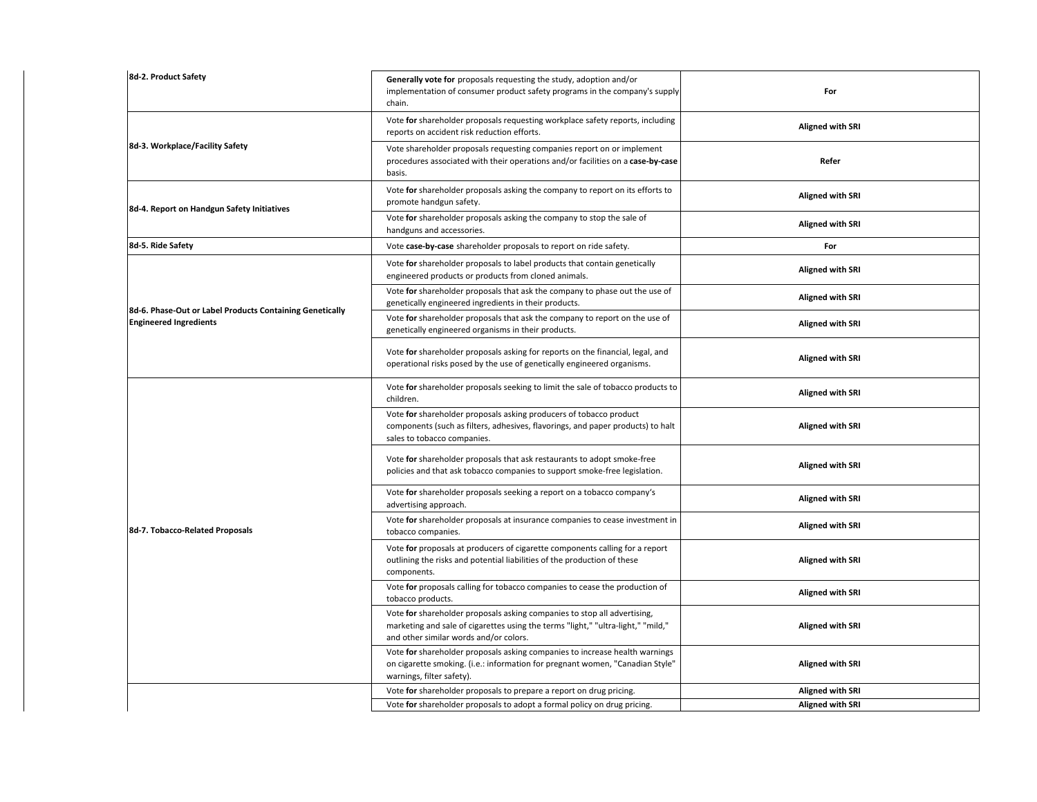| | | |
|---|---|---|
| **8d-2. Product Safety** | **Generally vote for** proposals requesting the study, adoption and/or implementation of consumer product safety programs in the company's supply chain. | **For** |
| **8d-3. Workplace/Facility Safety** | Vote **for** shareholder proposals requesting workplace safety reports, including reports on accident risk reduction efforts. | **Aligned with SRI** |
| | Vote shareholder proposals requesting companies report on or implement procedures associated with their operations and/or facilities on a **case-by-case** basis. | **Refer** |
| **8d-4. Report on Handgun Safety Initiatives** | Vote **for** shareholder proposals asking the company to report on its efforts to promote handgun safety. | **Aligned with SRI** |
| | Vote **for** shareholder proposals asking the company to stop the sale of handguns and accessories. | **Aligned with SRI** |
| **8d-5. Ride Safety** | Vote **case-by-case** shareholder proposals to report on ride safety. | **For** |
| **8d-6. Phase-Out or Label Products Containing Genetically Engineered Ingredients** | Vote **for** shareholder proposals to label products that contain genetically engineered products or products from cloned animals. | **Aligned with SRI** |
| | Vote **for** shareholder proposals that ask the company to phase out the use of genetically engineered ingredients in their products. | **Aligned with SRI** |
| | Vote **for** shareholder proposals that ask the company to report on the use of genetically engineered organisms in their products. | **Aligned with SRI** |
| | Vote **for** shareholder proposals asking for reports on the financial, legal, and operational risks posed by the use of genetically engineered organisms. | **Aligned with SRI** |
| **8d-7. Tobacco-Related Proposals** | Vote **for** shareholder proposals seeking to limit the sale of tobacco products to children. | **Aligned with SRI** |
| | Vote **for** shareholder proposals asking producers of tobacco product components (such as filters, adhesives, flavorings, and paper products) to halt sales to tobacco companies. | **Aligned with SRI** |
| | Vote **for** shareholder proposals that ask restaurants to adopt smoke-free policies and that ask tobacco companies to support smoke-free legislation. | **Aligned with SRI** |
| | Vote **for** shareholder proposals seeking a report on a tobacco company's advertising approach. | **Aligned with SRI** |
| | Vote **for** shareholder proposals at insurance companies to cease investment in tobacco companies. | **Aligned with SRI** |
| | Vote **for** proposals at producers of cigarette components calling for a report outlining the risks and potential liabilities of the production of these components. | **Aligned with SRI** |
| | Vote **for** proposals calling for tobacco companies to cease the production of tobacco products. | **Aligned with SRI** |
| | Vote **for** shareholder proposals asking companies to stop all advertising, marketing and sale of cigarettes using the terms "light," "ultra-light," "mild," and other similar words and/or colors. | **Aligned with SRI** |
| | Vote **for** shareholder proposals asking companies to increase health warnings on cigarette smoking. (i.e.: information for pregnant women, "Canadian Style" warnings, filter safety). | **Aligned with SRI** |
| | Vote **for** shareholder proposals to prepare a report on drug pricing. | **Aligned with SRI** |
| | Vote **for** shareholder proposals to adopt a formal policy on drug pricing. | **Aligned with SRI** |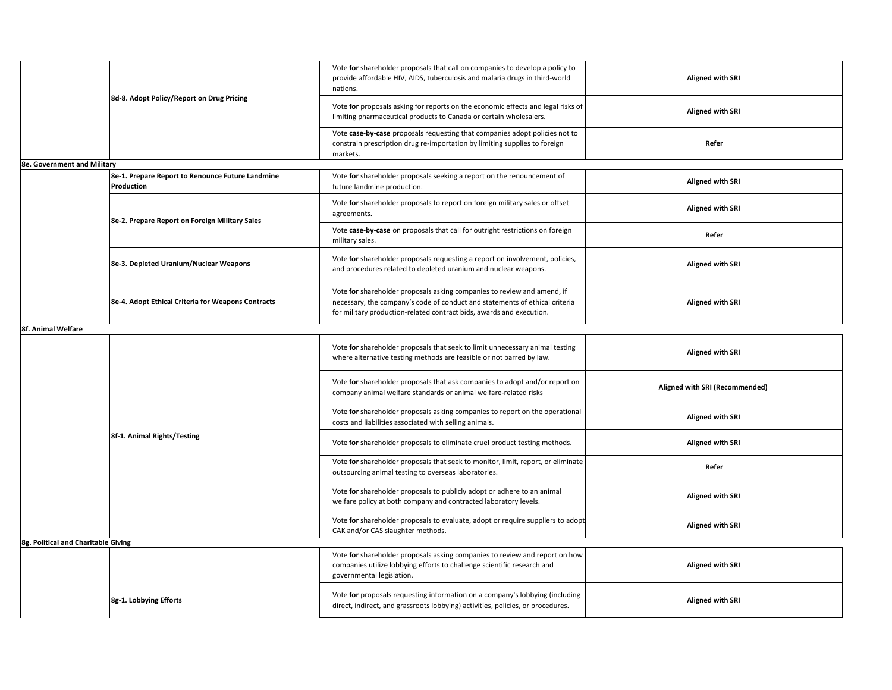| | | | |
|---|---|---|---|
| | **8d-8. Adopt Policy/Report on Drug Pricing** | Vote **for** shareholder proposals that call on companies to develop a policy to provide affordable HIV, AIDS, tuberculosis and malaria drugs in third-world nations. | **Aligned with SRI** |
| | | Vote **for** proposals asking for reports on the economic effects and legal risks of limiting pharmaceutical products to Canada or certain wholesalers. | **Aligned with SRI** |
| | | Vote **case-by-case** proposals requesting that companies adopt policies not to constrain prescription drug re-importation by limiting supplies to foreign markets. | **Refer** |
| **8e. Government and Military** | | | |
| | **8e-1. Prepare Report to Renounce Future Landmine Production** | Vote **for** shareholder proposals seeking a report on the renouncement of future landmine production. | **Aligned with SRI** |
| | **8e-2. Prepare Report on Foreign Military Sales** | Vote **for** shareholder proposals to report on foreign military sales or offset agreements. | **Aligned with SRI** |
| | | Vote **case-by-case** on proposals that call for outright restrictions on foreign military sales. | **Refer** |
| | **8e-3. Depleted Uranium/Nuclear Weapons** | Vote **for** shareholder proposals requesting a report on involvement, policies, and procedures related to depleted uranium and nuclear weapons. | **Aligned with SRI** |
| | **8e-4. Adopt Ethical Criteria for Weapons Contracts** | Vote **for** shareholder proposals asking companies to review and amend, if necessary, the company's code of conduct and statements of ethical criteria for military production-related contract bids, awards and execution. | **Aligned with SRI** |
| **8f. Animal Welfare** | | | |
| | **8f-1. Animal Rights/Testing** | Vote **for** shareholder proposals that seek to limit unnecessary animal testing where alternative testing methods are feasible or not barred by law. | **Aligned with SRI** |
| | | Vote **for** shareholder proposals that ask companies to adopt and/or report on company animal welfare standards or animal welfare-related risks | **Aligned with SRI (Recommended)** |
| | | Vote **for** shareholder proposals asking companies to report on the operational costs and liabilities associated with selling animals. | **Aligned with SRI** |
| | | Vote **for** shareholder proposals to eliminate cruel product testing methods. | **Aligned with SRI** |
| | | Vote **for** shareholder proposals that seek to monitor, limit, report, or eliminate outsourcing animal testing to overseas laboratories. | **Refer** |
| | | Vote **for** shareholder proposals to publicly adopt or adhere to an animal welfare policy at both company and contracted laboratory levels. | **Aligned with SRI** |
| | | Vote **for** shareholder proposals to evaluate, adopt or require suppliers to adopt CAK and/or CAS slaughter methods. | **Aligned with SRI** |
| **8g. Political and Charitable Giving** | | | |
| | **8g-1. Lobbying Efforts** | Vote **for** shareholder proposals asking companies to review and report on how companies utilize lobbying efforts to challenge scientific research and governmental legislation. | **Aligned with SRI** |
| | | Vote **for** proposals requesting information on a company's lobbying (including direct, indirect, and grassroots lobbying) activities, policies, or procedures. | **Aligned with SRI** |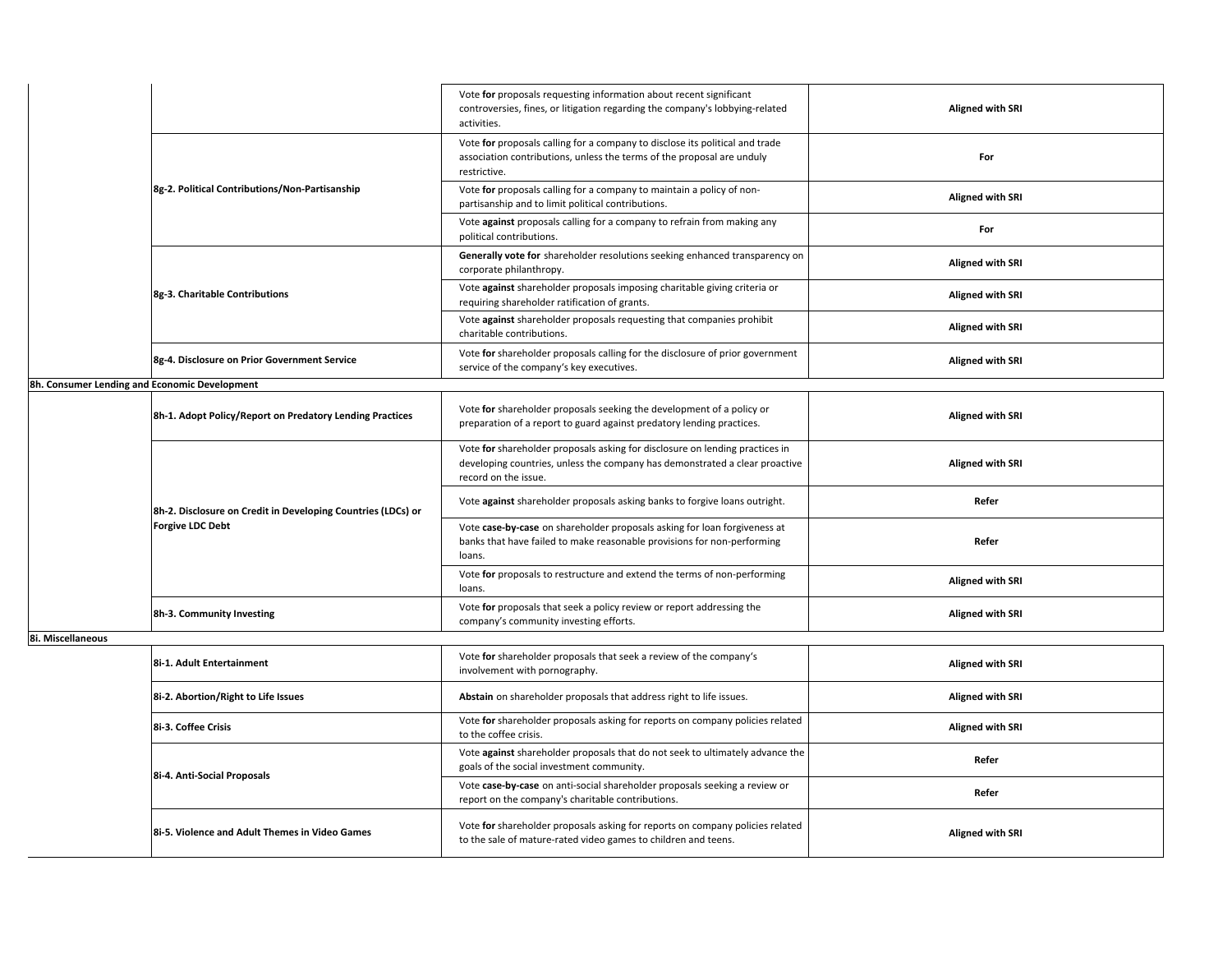| | | | |
|---|---|---|---|
| | | Vote **for** proposals requesting information about recent significant controversies, fines, or litigation regarding the company's lobbying-related activities. | **Aligned with SRI** |
| | 8g-2. Political Contributions/Non-Partisanship | Vote **for** proposals calling for a company to disclose its political and trade association contributions, unless the terms of the proposal are unduly restrictive. | **For** |
| | | Vote **for** proposals calling for a company to maintain a policy of non-partisanship and to limit political contributions. | **Aligned with SRI** |
| | | Vote **against** proposals calling for a company to refrain from making any political contributions. | **For** |
| | 8g-3. Charitable Contributions | **Generally vote for** shareholder resolutions seeking enhanced transparency on corporate philanthropy. | **Aligned with SRI** |
| | | Vote **against** shareholder proposals imposing charitable giving criteria or requiring shareholder ratification of grants. | **Aligned with SRI** |
| | | Vote **against** shareholder proposals requesting that companies prohibit charitable contributions. | **Aligned with SRI** |
| | 8g-4. Disclosure on Prior Government Service | Vote **for** shareholder proposals calling for the disclosure of prior government service of the company's key executives. | **Aligned with SRI** |
| **8h. Consumer Lending and Economic Development** | | | |
| | 8h-1. Adopt Policy/Report on Predatory Lending Practices | Vote **for** shareholder proposals seeking the development of a policy or preparation of a report to guard against predatory lending practices. | **Aligned with SRI** |
| | 8h-2. Disclosure on Credit in Developing Countries (LDCs) or Forgive LDC Debt | Vote **for** shareholder proposals asking for disclosure on lending practices in developing countries, unless the company has demonstrated a clear proactive record on the issue. | **Aligned with SRI** |
| | | Vote **against** shareholder proposals asking banks to forgive loans outright. | **Refer** |
| | | Vote **case-by-case** on shareholder proposals asking for loan forgiveness at banks that have failed to make reasonable provisions for non-performing loans. | **Refer** |
| | | Vote **for** proposals to restructure and extend the terms of non-performing loans. | **Aligned with SRI** |
| | 8h-3. Community Investing | Vote **for** proposals that seek a policy review or report addressing the company's community investing efforts. | **Aligned with SRI** |
| **8i. Miscellaneous** | | | |
| | 8i-1. Adult Entertainment | Vote **for** shareholder proposals that seek a review of the company's involvement with pornography. | **Aligned with SRI** |
| | 8i-2. Abortion/Right to Life Issues | **Abstain** on shareholder proposals that address right to life issues. | **Aligned with SRI** |
| | 8i-3. Coffee Crisis | Vote **for** shareholder proposals asking for reports on company policies related to the coffee crisis. | **Aligned with SRI** |
| | 8i-4. Anti-Social Proposals | Vote **against** shareholder proposals that do not seek to ultimately advance the goals of the social investment community. | **Refer** |
| | | Vote **case-by-case** on anti-social shareholder proposals seeking a review or report on the company's charitable contributions. | **Refer** |
| | 8i-5. Violence and Adult Themes in Video Games | Vote **for** shareholder proposals asking for reports on company policies related to the sale of mature-rated video games to children and teens. | **Aligned with SRI** |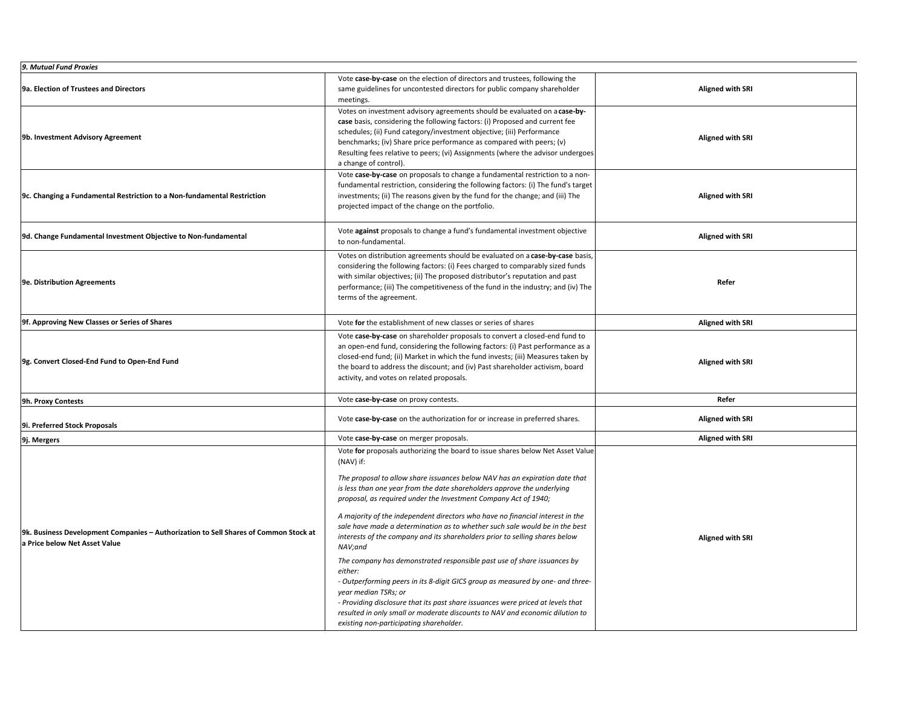| *9. Mutual Fund Proxies* | | |
|---|---|---|
| **9a. Election of Trustees and Directors** | Vote **case-by-case** on the election of directors and trustees, following the same guidelines for uncontested directors for public company shareholder meetings. | **Aligned with SRI** |
| **9b. Investment Advisory Agreement** | Votes on investment advisory agreements should be evaluated on a **case-by-case** basis, considering the following factors: (i) Proposed and current fee schedules; (ii) Fund category/investment objective; (iii) Performance benchmarks; (iv) Share price performance as compared with peers; (v) Resulting fees relative to peers; (vi) Assignments (where the advisor undergoes a change of control). | **Aligned with SRI** |
| **9c. Changing a Fundamental Restriction to a Non-fundamental Restriction** | Vote **case-by-case** on proposals to change a fundamental restriction to a non-fundamental restriction, considering the following factors: (i) The fund's target investments; (ii) The reasons given by the fund for the change; and (iii) The projected impact of the change on the portfolio. | **Aligned with SRI** |
| **9d. Change Fundamental Investment Objective to Non-fundamental** | Vote **against** proposals to change a fund's fundamental investment objective to non-fundamental. | **Aligned with SRI** |
| **9e. Distribution Agreements** | Votes on distribution agreements should be evaluated on a **case-by-case** basis, considering the following factors: (i) Fees charged to comparably sized funds with similar objectives; (ii) The proposed distributor's reputation and past performance; (iii) The competitiveness of the fund in the industry; and (iv) The terms of the agreement. | **Refer** |
| **9f. Approving New Classes or Series of Shares** | Vote **for** the establishment of new classes or series of shares | **Aligned with SRI** |
| **9g. Convert Closed-End Fund to Open-End Fund** | Vote **case-by-case** on shareholder proposals to convert a closed-end fund to an open-end fund, considering the following factors: (i) Past performance as a closed-end fund; (ii) Market in which the fund invests; (iii) Measures taken by the board to address the discount; and (iv) Past shareholder activism, board activity, and votes on related proposals. | **Aligned with SRI** |
| **9h. Proxy Contests** | Vote **case-by-case** on proxy contests. | **Refer** |
| **9i. Preferred Stock Proposals** | Vote **case-by-case** on the authorization for or increase in preferred shares. | **Aligned with SRI** |
| **9j. Mergers** | Vote **case-by-case** on merger proposals. | **Aligned with SRI** |
| **9k. Business Development Companies – Authorization to Sell Shares of Common Stock at a Price below Net Asset Value** | Vote **for** proposals authorizing the board to issue shares below Net Asset Value (NAV) if:<br><br>*The proposal to allow share issuances below NAV has an expiration date that is less than one year from the date shareholders approve the underlying proposal, as required under the Investment Company Act of 1940;*<br><br>*A majority of the independent directors who have no financial interest in the sale have made a determination as to whether such sale would be in the best interests of the company and its shareholders prior to selling shares below NAV;and*<br><br>*The company has demonstrated responsible past use of share issuances by either:*<br>*- Outperforming peers in its 8-digit GICS group as measured by one- and three-year median TSRs; or*<br>*- Providing disclosure that its past share issuances were priced at levels that resulted in only small or moderate discounts to NAV and economic dilution to existing non-participating shareholder.* | **Aligned with SRI** |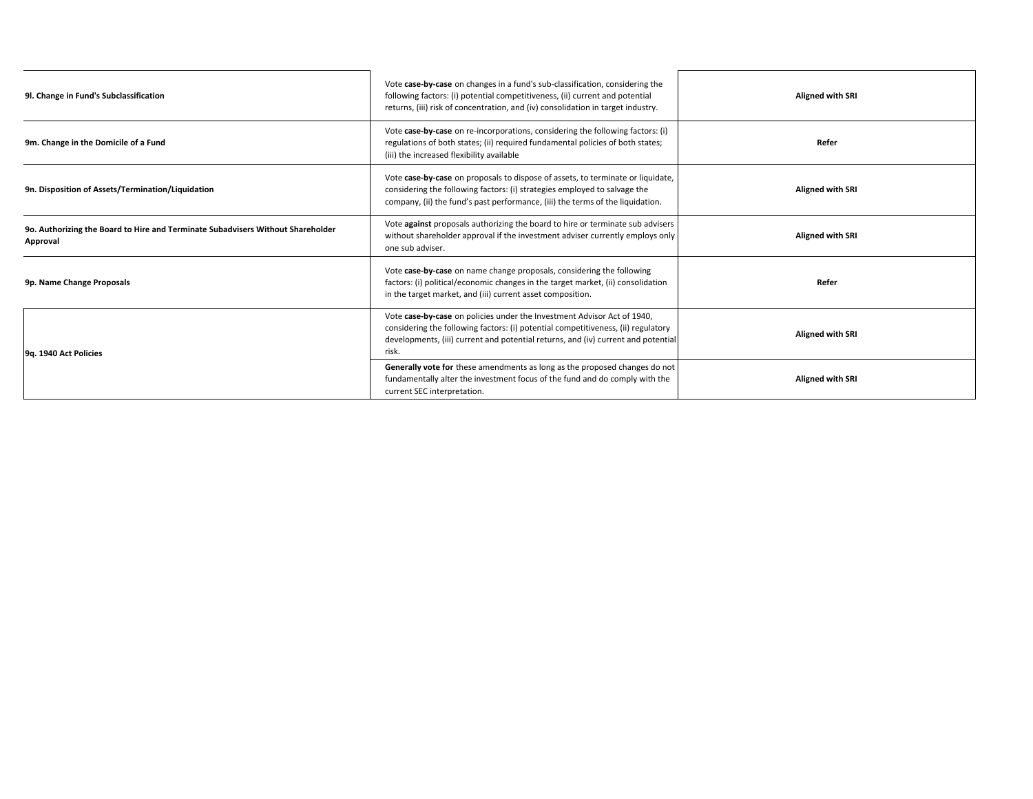| | | |
|---|---|---|
| **9l. Change in Fund's Subclassification** | Vote **case-by-case** on changes in a fund's sub-classification, considering the following factors: (i) potential competitiveness, (ii) current and potential returns, (iii) risk of concentration, and (iv) consolidation in target industry. | **Aligned with SRI** |
| **9m. Change in the Domicile of a Fund** | Vote **case-by-case** on re-incorporations, considering the following factors: (i) regulations of both states; (ii) required fundamental policies of both states; (iii) the increased flexibility available | **Refer** |
| **9n. Disposition of Assets/Termination/Liquidation** | Vote **case-by-case** on proposals to dispose of assets, to terminate or liquidate, considering the following factors: (i) strategies employed to salvage the company, (ii) the fund's past performance, (iii) the terms of the liquidation. | **Aligned with SRI** |
| **9o. Authorizing the Board to Hire and Terminate Subadvisers Without Shareholder Approval** | Vote **against** proposals authorizing the board to hire or terminate sub advisers without shareholder approval if the investment adviser currently employs only one sub adviser. | **Aligned with SRI** |
| **9p. Name Change Proposals** | Vote **case-by-case** on name change proposals, considering the following factors: (i) political/economic changes in the target market, (ii) consolidation in the target market, and (iii) current asset composition. | **Refer** |
| **9q. 1940 Act Policies** | Vote **case-by-case** on policies under the Investment Advisor Act of 1940, considering the following factors: (i) potential competitiveness, (ii) regulatory developments, (iii) current and potential returns, and (iv) current and potential risk. | **Aligned with SRI** |
| | **Generally vote for** these amendments as long as the proposed changes do not fundamentally alter the investment focus of the fund and do comply with the current SEC interpretation. | **Aligned with SRI** |